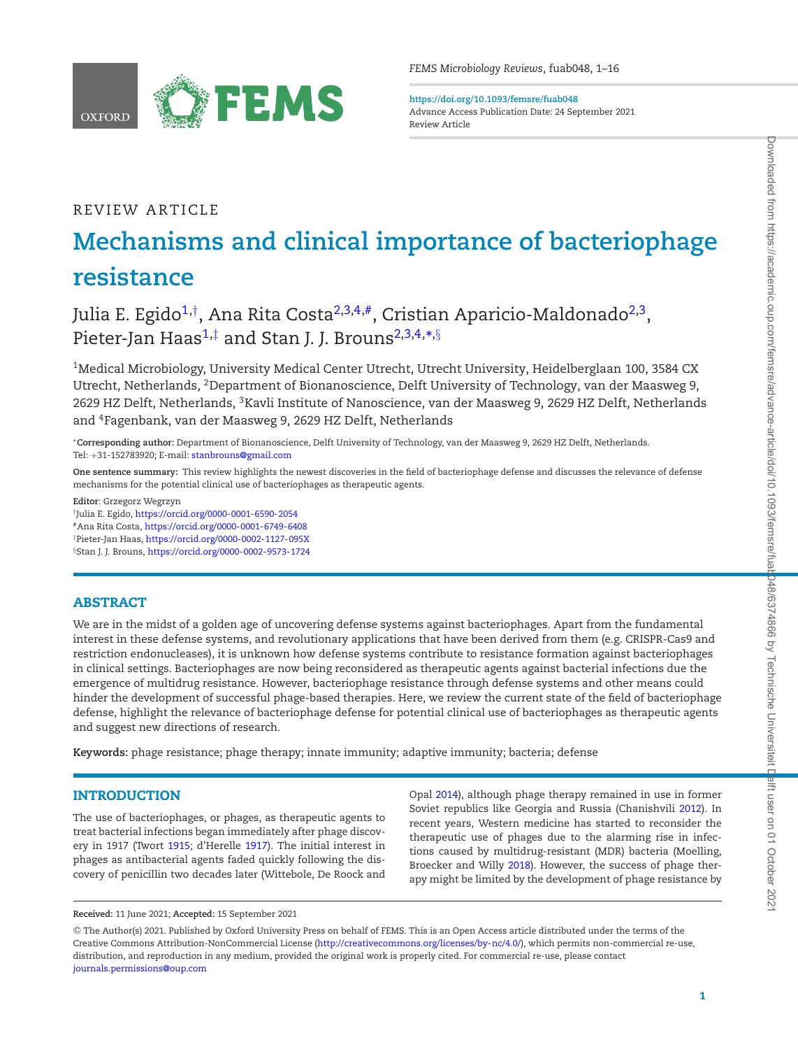REVIEW ARTICLE

# Mechanisms and clinical importance of bacteriophage resistance

Julia E. Egido[1,†], Ana Rita Costa[2,3,4,#], Cristian Aparicio-Maldonado[2,3], Pieter-Jan Haas[1,‡] and Stan J. J. Brouns[2,3,4,*,§]

[1]Medical Microbiology, University Medical Center Utrecht, Utrecht University, Heidelberglaan 100, 3584 CX Utrecht, Netherlands, [2]Department of Bionanoscience, Delft University of Technology, van der Maasweg 9, 2629 HZ Delft, Netherlands, [3]Kavli Institute of Nanoscience, van der Maasweg 9, 2629 HZ Delft, Netherlands and [4]Fagenbank, van der Maasweg 9, 2629 HZ Delft, Netherlands

*Corresponding author: Department of Bionanoscience, Delft University of Technology, van der Maasweg 9, 2629 HZ Delft, Netherlands. Tel: +31-152783920; E-mail: stanbrouns@gmail.com

**One sentence summary:** This review highlights the newest discoveries in the field of bacteriophage defense and discusses the relevance of defense mechanisms for the potential clinical use of bacteriophages as therapeutic agents.

**Editor:** Grzegorz Wegrzyn

†Julia E. Egido, https://orcid.org/0000-0001-6590-2054
#Ana Rita Costa, https://orcid.org/0000-0001-6749-6408
‡Pieter-Jan Haas, https://orcid.org/0000-0002-1127-095X
§Stan J. J. Brouns, https://orcid.org/0000-0002-9573-1724

## ABSTRACT

We are in the midst of a golden age of uncovering defense systems against bacteriophages. Apart from the fundamental interest in these defense systems, and revolutionary applications that have been derived from them (e.g. CRISPR-Cas9 and restriction endonucleases), it is unknown how defense systems contribute to resistance formation against bacteriophages in clinical settings. Bacteriophages are now being reconsidered as therapeutic agents against bacterial infections due the emergence of multidrug resistance. However, bacteriophage resistance through defense systems and other means could hinder the development of successful phage-based therapies. Here, we review the current state of the field of bacteriophage defense, highlight the relevance of bacteriophage defense for potential clinical use of bacteriophages as therapeutic agents and suggest new directions of research.

**Keywords:** phage resistance; phage therapy; innate immunity; adaptive immunity; bacteria; defense

## INTRODUCTION

The use of bacteriophages, or phages, as therapeutic agents to treat bacterial infections began immediately after phage discovery in 1917 (Twort 1915; d'Herelle 1917). The initial interest in phages as antibacterial agents faded quickly following the discovery of penicillin two decades later (Wittebole, De Roock and Opal 2014), although phage therapy remained in use in former Soviet republics like Georgia and Russia (Chanishvili 2012). In recent years, Western medicine has started to reconsider the therapeutic use of phages due to the alarming rise in infections caused by multidrug-resistant (MDR) bacteria (Moelling, Broecker and Willy 2018). However, the success of phage therapy might be limited by the development of phage resistance by

**Received:** 11 June 2021; **Accepted:** 15 September 2021

© The Author(s) 2021. Published by Oxford University Press on behalf of FEMS. This is an Open Access article distributed under the terms of the Creative Commons Attribution-NonCommercial License (http://creativecommons.org/licenses/by-nc/4.0/), which permits non-commercial re-use, distribution, and reproduction in any medium, provided the original work is properly cited. For commercial re-use, please contact journals.permissions@oup.com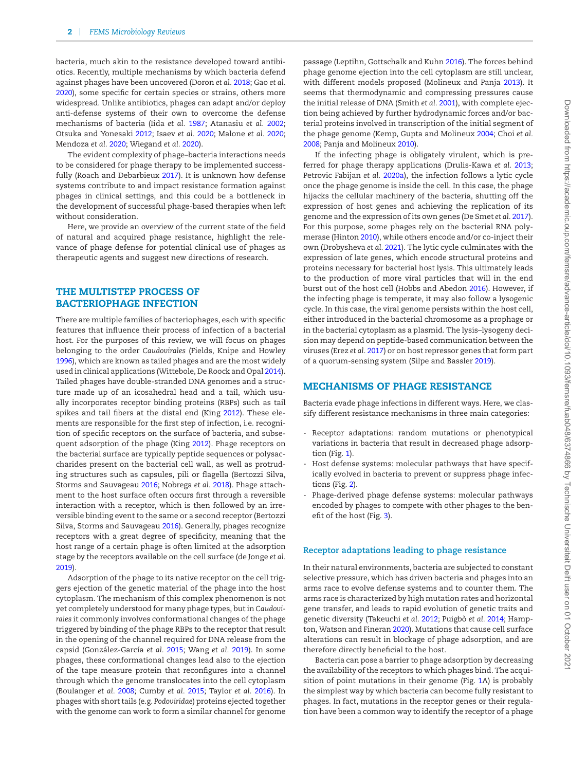bacteria, much akin to the resistance developed toward antibiotics. Recently, multiple mechanisms by which bacteria defend against phages have been uncovered (Doron *et al.* 2018; Gao *et al.* 2020), some specific for certain species or strains, others more widespread. Unlike antibiotics, phages can adapt and/or deploy anti-defense systems of their own to overcome the defense mechanisms of bacteria (Iida *et al.* 1987; Atanasiu *et al.* 2002; Otsuka and Yonesaki 2012; Isaev *et al.* 2020; Malone *et al.* 2020; Mendoza *et al.* 2020; Wiegand *et al.* 2020).

The evident complexity of phage–bacteria interactions needs to be considered for phage therapy to be implemented successfully (Roach and Debarbieux 2017). It is unknown how defense systems contribute to and impact resistance formation against phages in clinical settings, and this could be a bottleneck in the development of successful phage-based therapies when left without consideration.

Here, we provide an overview of the current state of the field of natural and acquired phage resistance, highlight the relevance of phage defense for potential clinical use of phages as therapeutic agents and suggest new directions of research.

## THE MULTISTEP PROCESS OF BACTERIOPHAGE INFECTION

There are multiple families of bacteriophages, each with specific features that influence their process of infection of a bacterial host. For the purposes of this review, we will focus on phages belonging to the order *Caudovirales* (Fields, Knipe and Howley 1996), which are known as tailed phages and are the most widely used in clinical applications (Wittebole, De Roock and Opal 2014). Tailed phages have double-stranded DNA genomes and a structure made up of an icosahedral head and a tail, which usually incorporates receptor binding proteins (RBPs) such as tail spikes and tail fibers at the distal end (King 2012). These elements are responsible for the first step of infection, i.e. recognition of specific receptors on the surface of bacteria, and subsequent adsorption of the phage (King 2012). Phage receptors on the bacterial surface are typically peptide sequences or polysaccharides present on the bacterial cell wall, as well as protruding structures such as capsules, pili or flagella (Bertozzi Silva, Storms and Sauvageau 2016; Nobrega *et al.* 2018). Phage attachment to the host surface often occurs first through a reversible interaction with a receptor, which is then followed by an irreversible binding event to the same or a second receptor (Bertozzi Silva, Storms and Sauvageau 2016). Generally, phages recognize receptors with a great degree of specificity, meaning that the host range of a certain phage is often limited at the adsorption stage by the receptors available on the cell surface (de Jonge *et al.* 2019).

Adsorption of the phage to its native receptor on the cell triggers ejection of the genetic material of the phage into the host cytoplasm. The mechanism of this complex phenomenon is not yet completely understood for many phage types, but in *Caudovirales* it commonly involves conformational changes of the phage triggered by binding of the phage RBPs to the receptor that result in the opening of the channel required for DNA release from the capsid (González-García *et al.* 2015; Wang *et al.* 2019). In some phages, these conformational changes lead also to the ejection of the tape measure protein that reconfigures into a channel through which the genome translocates into the cell cytoplasm (Boulanger *et al.* 2008; Cumby *et al.* 2015; Taylor *et al.* 2016). In phages with short tails (e.g. *Podoviridae*) proteins ejected together with the genome can work to form a similar channel for genome passage (Leptihn, Gottschalk and Kuhn 2016). The forces behind phage genome ejection into the cell cytoplasm are still unclear, with different models proposed (Molineux and Panja 2013). It seems that thermodynamic and compressing pressures cause the initial release of DNA (Smith *et al.* 2001), with complete ejection being achieved by further hydrodynamic forces and/or bacterial proteins involved in transcription of the initial segment of the phage genome (Kemp, Gupta and Molineux 2004; Choi *et al.* 2008; Panja and Molineux 2010).

If the infecting phage is obligately virulent, which is preferred for phage therapy applications (Drulis-Kawa *et al.* 2013; Petrovic Fabijan *et al.* 2020a), the infection follows a lytic cycle once the phage genome is inside the cell. In this case, the phage hijacks the cellular machinery of the bacteria, shutting off the expression of host genes and achieving the replication of its genome and the expression of its own genes (De Smet *et al.* 2017). For this purpose, some phages rely on the bacterial RNA polymerase (Hinton 2010), while others encode and/or co-inject their own (Drobysheva *et al.* 2021). The lytic cycle culminates with the expression of late genes, which encode structural proteins and proteins necessary for bacterial host lysis. This ultimately leads to the production of more viral particles that will in the end burst out of the host cell (Hobbs and Abedon 2016). However, if the infecting phage is temperate, it may also follow a lysogenic cycle. In this case, the viral genome persists within the host cell, either introduced in the bacterial chromosome as a prophage or in the bacterial cytoplasm as a plasmid. The lysis–lysogeny decision may depend on peptide-based communication between the viruses (Erez *et al.* 2017) or on host repressor genes that form part of a quorum-sensing system (Silpe and Bassler 2019).

## MECHANISMS OF PHAGE RESISTANCE

Bacteria evade phage infections in different ways. Here, we classify different resistance mechanisms in three main categories:

- Receptor adaptations: random mutations or phenotypical variations in bacteria that result in decreased phage adsorption (Fig. 1).
- Host defense systems: molecular pathways that have specifically evolved in bacteria to prevent or suppress phage infections (Fig. 2).
- Phage-derived phage defense systems: molecular pathways encoded by phages to compete with other phages to the benefit of the host (Fig. 3).

### Receptor adaptations leading to phage resistance

In their natural environments, bacteria are subjected to constant selective pressure, which has driven bacteria and phages into an arms race to evolve defense systems and to counter them. The arms race is characterized by high mutation rates and horizontal gene transfer, and leads to rapid evolution of genetic traits and genetic diversity (Takeuchi *et al.* 2012; Puigbò *et al.* 2014; Hampton, Watson and Fineran 2020). Mutations that cause cell surface alterations can result in blockage of phage adsorption, and are therefore directly beneficial to the host.

Bacteria can pose a barrier to phage adsorption by decreasing the availability of the receptors to which phages bind. The acquisition of point mutations in their genome (Fig. 1A) is probably the simplest way by which bacteria can become fully resistant to phages. In fact, mutations in the receptor genes or their regulation have been a common way to identify the receptor of a phage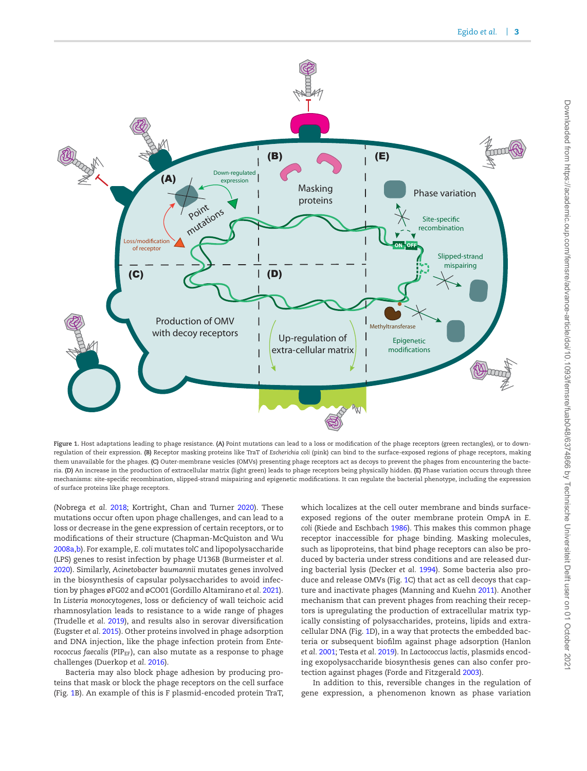**Figure 1.** Host adaptations leading to phage resistance. **(A)** Point mutations can lead to a loss or modification of the phage receptors (green rectangles), or to down-regulation of their expression. **(B)** Receptor masking proteins like TraT of *Escherichia coli* (pink) can bind to the surface-exposed regions of phage receptors, making them unavailable for the phages. **(C)** Outer-membrane vesicles (OMVs) presenting phage receptors act as decoys to prevent the phages from encountering the bacteria. **(D)** An increase in the production of extracellular matrix (light green) leads to phage receptors being physically hidden. **(E)** Phase variation occurs through three mechanisms: site-specific recombination, slipped-strand mispairing and epigenetic modifications. It can regulate the bacterial phenotype, including the expression of surface proteins like phage receptors.

(Nobrega *et al.* 2018; Kortright, Chan and Turner 2020). These mutations occur often upon phage challenges, and can lead to a loss or decrease in the gene expression of certain receptors, or to modifications of their structure (Chapman-McQuiston and Wu 2008a,b). For example, *E. coli* mutates *tolC* and lipopolysaccharide (LPS) genes to resist infection by phage U136B (Burmeister *et al.* 2020). Similarly, *Acinetobacter baumannii* mutates genes involved in the biosynthesis of capsular polysaccharides to avoid infection by phages øFG02 and øCO01 (Gordillo Altamirano *et al.* 2021). In *Listeria monocytogenes*, loss or deficiency of wall teichoic acid rhamnosylation leads to resistance to a wide range of phages (Trudelle *et al.* 2019), and results also in serovar diversification (Eugster *et al.* 2015). Other proteins involved in phage adsorption and DNA injection, like the phage infection protein from *Enterococcus faecalis* ($PIP_{EF}$), can also mutate as a response to phage challenges (Duerkop *et al.* 2016).

Bacteria may also block phage adhesion by producing proteins that mask or block the phage receptors on the cell surface (Fig. 1B). An example of this is F plasmid-encoded protein TraT, which localizes at the cell outer membrane and binds surface-exposed regions of the outer membrane protein OmpA in *E. coli* (Riede and Eschbach 1986). This makes this common phage receptor inaccessible for phage binding. Masking molecules, such as lipoproteins, that bind phage receptors can also be produced by bacteria under stress conditions and are released during bacterial lysis (Decker *et al.* 1994). Some bacteria also produce and release OMVs (Fig. 1C) that act as cell decoys that capture and inactivate phages (Manning and Kuehn 2011). Another mechanism that can prevent phages from reaching their receptors is upregulating the production of extracellular matrix typically consisting of polysaccharides, proteins, lipids and extracellular DNA (Fig. 1D), in a way that protects the embedded bacteria or subsequent biofilm against phage adsorption (Hanlon *et al.* 2001; Testa *et al.* 2019). In *Lactococcus lactis*, plasmids encoding exopolysaccharide biosynthesis genes can also confer protection against phages (Forde and Fitzgerald 2003).

In addition to this, reversible changes in the regulation of gene expression, a phenomenon known as phase variation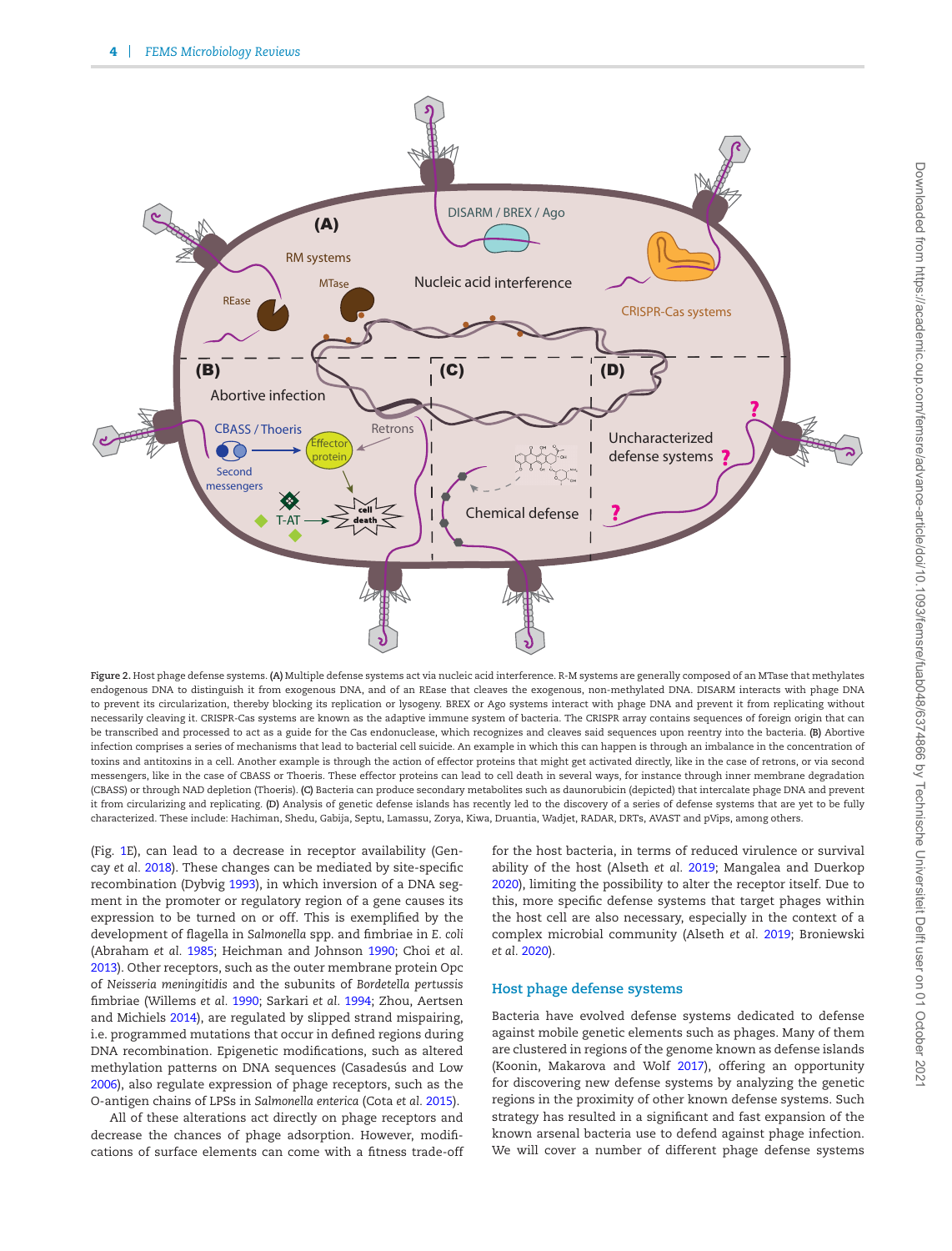Figure 2. Host phage defense systems. **(A)** Multiple defense systems act via nucleic acid interference. R-M systems are generally composed of an MTase that methylates endogenous DNA to distinguish it from exogenous DNA, and of an REase that cleaves the exogenous, non-methylated DNA. DISARM interacts with phage DNA to prevent its circularization, thereby blocking its replication or lysogeny. BREX or Ago systems interact with phage DNA and prevent it from replicating without necessarily cleaving it. CRISPR-Cas systems are known as the adaptive immune system of bacteria. The CRISPR array contains sequences of foreign origin that can be transcribed and processed to act as a guide for the Cas endonuclease, which recognizes and cleaves said sequences upon reentry into the bacteria. **(B)** Abortive infection comprises a series of mechanisms that lead to bacterial cell suicide. An example in which this can happen is through an imbalance in the concentration of toxins and antitoxins in a cell. Another example is through the action of effector proteins that might get activated directly, like in the case of retrons, or via second messengers, like in the case of CBASS or Thoeris. These effector proteins can lead to cell death in several ways, for instance through inner membrane degradation (CBASS) or through NAD depletion (Thoeris). **(C)** Bacteria can produce secondary metabolites such as daunorubicin (depicted) that intercalate phage DNA and prevent it from circularizing and replicating. **(D)** Analysis of genetic defense islands has recently led to the discovery of a series of defense systems that are yet to be fully characterized. These include: Hachiman, Shedu, Gabija, Septu, Lamassu, Zorya, Kiwa, Druantia, Wadjet, RADAR, DRTs, AVAST and pVips, among others.

(Fig. 1E), can lead to a decrease in receptor availability (Gencay *et al.* 2018). These changes can be mediated by site-specific recombination (Dybvig 1993), in which inversion of a DNA segment in the promoter or regulatory region of a gene causes its expression to be turned on or off. This is exemplified by the development of flagella in *Salmonella* spp. and fimbriae in *E. coli* (Abraham *et al.* 1985; Heichman and Johnson 1990; Choi *et al.* 2013). Other receptors, such as the outer membrane protein Opc of *Neisseria meningitidis* and the subunits of *Bordetella pertussis* fimbriae (Willems *et al.* 1990; Sarkari *et al.* 1994; Zhou, Aertsen and Michiels 2014), are regulated by slipped strand mispairing, i.e. programmed mutations that occur in defined regions during DNA recombination. Epigenetic modifications, such as altered methylation patterns on DNA sequences (Casadesús and Low 2006), also regulate expression of phage receptors, such as the O-antigen chains of LPSs in *Salmonella enterica* (Cota *et al.* 2015).

All of these alterations act directly on phage receptors and decrease the chances of phage adsorption. However, modifications of surface elements can come with a fitness trade-off for the host bacteria, in terms of reduced virulence or survival ability of the host (Alseth *et al.* 2019; Mangalea and Duerkop 2020), limiting the possibility to alter the receptor itself. Due to this, more specific defense systems that target phages within the host cell are also necessary, especially in the context of a complex microbial community (Alseth *et al.* 2019; Broniewski *et al.* 2020).

## Host phage defense systems

Bacteria have evolved defense systems dedicated to defense against mobile genetic elements such as phages. Many of them are clustered in regions of the genome known as defense islands (Koonin, Makarova and Wolf 2017), offering an opportunity for discovering new defense systems by analyzing the genetic regions in the proximity of other known defense systems. Such strategy has resulted in a significant and fast expansion of the known arsenal bacteria use to defend against phage infection. We will cover a number of different phage defense systems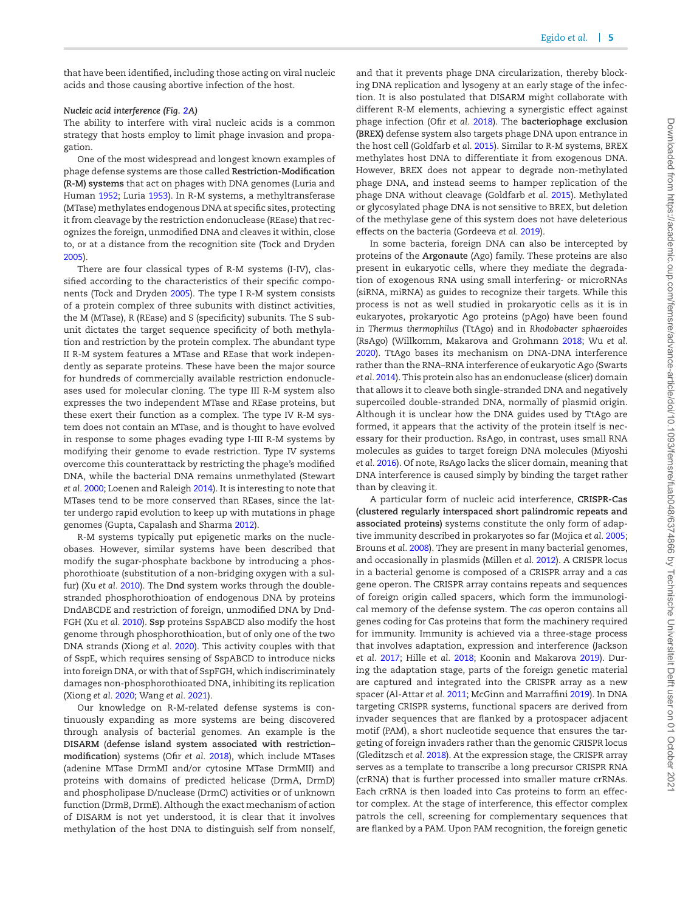that have been identified, including those acting on viral nucleic acids and those causing abortive infection of the host.

*Nucleic acid interference (Fig. 2A)*

The ability to interfere with viral nucleic acids is a common strategy that hosts employ to limit phage invasion and propagation.

One of the most widespread and longest known examples of phage defense systems are those called **Restriction-Modification (R-M) systems** that act on phages with DNA genomes (Luria and Human 1952; Luria 1953). In R-M systems, a methyltransferase (MTase) methylates endogenous DNA at specific sites, protecting it from cleavage by the restriction endonuclease (REase) that recognizes the foreign, unmodified DNA and cleaves it within, close to, or at a distance from the recognition site (Tock and Dryden 2005).

There are four classical types of R-M systems (I-IV), classified according to the characteristics of their specific components (Tock and Dryden 2005). The type I R-M system consists of a protein complex of three subunits with distinct activities, the M (MTase), R (REase) and S (specificity) subunits. The S subunit dictates the target sequence specificity of both methylation and restriction by the protein complex. The abundant type II R-M system features a MTase and REase that work independently as separate proteins. These have been the major source for hundreds of commercially available restriction endonucleases used for molecular cloning. The type III R-M system also expresses the two independent MTase and REase proteins, but these exert their function as a complex. The type IV R-M system does not contain an MTase, and is thought to have evolved in response to some phages evading type I-III R-M systems by modifying their genome to evade restriction. Type IV systems overcome this counterattack by restricting the phage's modified DNA, while the bacterial DNA remains unmethylated (Stewart *et al.* 2000; Loenen and Raleigh 2014). It is interesting to note that MTases tend to be more conserved than REases, since the latter undergo rapid evolution to keep up with mutations in phage genomes (Gupta, Capalash and Sharma 2012).

R-M systems typically put epigenetic marks on the nucleobases. However, similar systems have been described that modify the sugar-phosphate backbone by introducing a phosphorothioate (substitution of a non-bridging oxygen with a sulfur) (Xu *et al.* 2010). The **Dnd** system works through the double-stranded phosphorothioation of endogenous DNA by proteins DndABCDE and restriction of foreign, unmodified DNA by DndFGH (Xu *et al.* 2010). **Ssp** proteins SspABCD also modify the host genome through phosphorothioation, but of only one of the two DNA strands (Xiong *et al.* 2020). This activity couples with that of SspE, which requires sensing of SspABCD to introduce nicks into foreign DNA, or with that of SspFGH, which indiscriminately damages non-phosphorothioated DNA, inhibiting its replication (Xiong *et al.* 2020; Wang *et al.* 2021).

Our knowledge on R-M-related defense systems is continuously expanding as more systems are being discovered through analysis of bacterial genomes. An example is the **DISARM (defense island system associated with restriction–modification)** systems (Ofir *et al.* 2018), which include MTases (adenine MTase DrmMI and/or cytosine MTase DrmMII) and proteins with domains of predicted helicase (DrmA, DrmD) and phospholipase D/nuclease (DrmC) activities or of unknown function (DrmB, DrmE). Although the exact mechanism of action of DISARM is not yet understood, it is clear that it involves methylation of the host DNA to distinguish self from nonself, and that it prevents phage DNA circularization, thereby blocking DNA replication and lysogeny at an early stage of the infection. It is also postulated that DISARM might collaborate with different R-M elements, achieving a synergistic effect against phage infection (Ofir *et al.* 2018). The **bacteriophage exclusion (BREX)** defense system also targets phage DNA upon entrance in the host cell (Goldfarb *et al.* 2015). Similar to R-M systems, BREX methylates host DNA to differentiate it from exogenous DNA. However, BREX does not appear to degrade non-methylated phage DNA, and instead seems to hamper replication of the phage DNA without cleavage (Goldfarb *et al.* 2015). Methylated or glycosylated phage DNA is not sensitive to BREX, but deletion of the methylase gene of this system does not have deleterious effects on the bacteria (Gordeeva *et al.* 2019).

In some bacteria, foreign DNA can also be intercepted by proteins of the **Argonaute** (Ago) family. These proteins are also present in eukaryotic cells, where they mediate the degradation of exogenous RNA using small interfering- or microRNAs (siRNA, miRNA) as guides to recognize their targets. While this process is not as well studied in prokaryotic cells as it is in eukaryotes, prokaryotic Ago proteins (pAgo) have been found in *Thermus thermophilus* (TtAgo) and in *Rhodobacter sphaeroides* (RsAgo) (Willkomm, Makarova and Grohmann 2018; Wu *et al.* 2020). TtAgo bases its mechanism on DNA-DNA interference rather than the RNA–RNA interference of eukaryotic Ago (Swarts *et al.* 2014). This protein also has an endonuclease (slicer) domain that allows it to cleave both single-stranded DNA and negatively supercoiled double-stranded DNA, normally of plasmid origin. Although it is unclear how the DNA guides used by TtAgo are formed, it appears that the activity of the protein itself is necessary for their production. RsAgo, in contrast, uses small RNA molecules as guides to target foreign DNA molecules (Miyoshi *et al.* 2016). Of note, RsAgo lacks the slicer domain, meaning that DNA interference is caused simply by binding the target rather than by cleaving it.

A particular form of nucleic acid interference, **CRISPR-Cas (clustered regularly interspaced short palindromic repeats and associated proteins)** systems constitute the only form of adaptive immunity described in prokaryotes so far (Mojica *et al.* 2005; Brouns *et al.* 2008). They are present in many bacterial genomes, and occasionally in plasmids (Millen *et al.* 2012). A CRISPR locus in a bacterial genome is composed of a CRISPR array and a *cas* gene operon. The CRISPR array contains repeats and sequences of foreign origin called spacers, which form the immunological memory of the defense system. The *cas* operon contains all genes coding for Cas proteins that form the machinery required for immunity. Immunity is achieved via a three-stage process that involves adaptation, expression and interference (Jackson *et al.* 2017; Hille *et al.* 2018; Koonin and Makarova 2019). During the adaptation stage, parts of the foreign genetic material are captured and integrated into the CRISPR array as a new spacer (Al-Attar *et al.* 2011; McGinn and Marraffini 2019). In DNA targeting CRISPR systems, functional spacers are derived from invader sequences that are flanked by a protospacer adjacent motif (PAM), a short nucleotide sequence that ensures the targeting of foreign invaders rather than the genomic CRISPR locus (Gleditzsch *et al.* 2018). At the expression stage, the CRISPR array serves as a template to transcribe a long precursor CRISPR RNA (crRNA) that is further processed into smaller mature crRNAs. Each crRNA is then loaded into Cas proteins to form an effector complex. At the stage of interference, this effector complex patrols the cell, screening for complementary sequences that are flanked by a PAM. Upon PAM recognition, the foreign genetic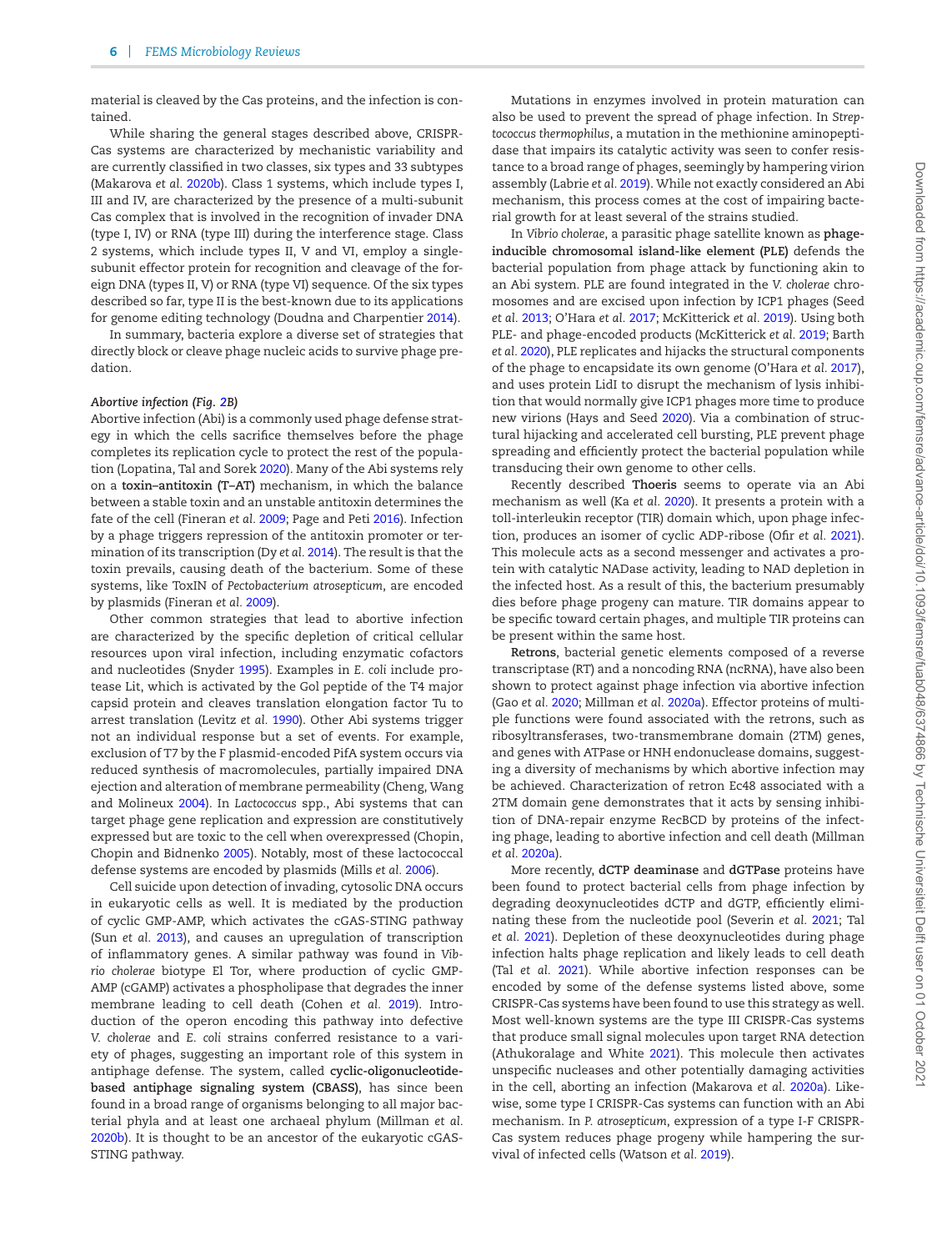material is cleaved by the Cas proteins, and the infection is contained.

While sharing the general stages described above, CRISPR-Cas systems are characterized by mechanistic variability and are currently classified in two classes, six types and 33 subtypes (Makarova *et al.* 2020b). Class 1 systems, which include types I, III and IV, are characterized by the presence of a multi-subunit Cas complex that is involved in the recognition of invader DNA (type I, IV) or RNA (type III) during the interference stage. Class 2 systems, which include types II, V and VI, employ a single-subunit effector protein for recognition and cleavage of the foreign DNA (types II, V) or RNA (type VI) sequence. Of the six types described so far, type II is the best-known due to its applications for genome editing technology (Doudna and Charpentier 2014).

In summary, bacteria explore a diverse set of strategies that directly block or cleave phage nucleic acids to survive phage predation.

#### *Abortive infection (Fig. 2B)*

Abortive infection (Abi) is a commonly used phage defense strategy in which the cells sacrifice themselves before the phage completes its replication cycle to protect the rest of the population (Lopatina, Tal and Sorek 2020). Many of the Abi systems rely on a **toxin–antitoxin (T–AT)** mechanism, in which the balance between a stable toxin and an unstable antitoxin determines the fate of the cell (Fineran *et al.* 2009; Page and Peti 2016). Infection by a phage triggers repression of the antitoxin promoter or termination of its transcription (Dy *et al.* 2014). The result is that the toxin prevails, causing death of the bacterium. Some of these systems, like ToxIN of *Pectobacterium atrosepticum*, are encoded by plasmids (Fineran *et al.* 2009).

Other common strategies that lead to abortive infection are characterized by the specific depletion of critical cellular resources upon viral infection, including enzymatic cofactors and nucleotides (Snyder 1995). Examples in *E. coli* include protease Lit, which is activated by the Gol peptide of the T4 major capsid protein and cleaves translation elongation factor Tu to arrest translation (Levitz *et al.* 1990). Other Abi systems trigger not an individual response but a set of events. For example, exclusion of T7 by the F plasmid-encoded PifA system occurs via reduced synthesis of macromolecules, partially impaired DNA ejection and alteration of membrane permeability (Cheng, Wang and Molineux 2004). In *Lactococcus* spp., Abi systems that can target phage gene replication and expression are constitutively expressed but are toxic to the cell when overexpressed (Chopin, Chopin and Bidnenko 2005). Notably, most of these lactococcal defense systems are encoded by plasmids (Mills *et al.* 2006).

Cell suicide upon detection of invading, cytosolic DNA occurs in eukaryotic cells as well. It is mediated by the production of cyclic GMP-AMP, which activates the cGAS-STING pathway (Sun *et al.* 2013), and causes an upregulation of transcription of inflammatory genes. A similar pathway was found in *Vibrio cholerae* biotype El Tor, where production of cyclic GMP-AMP (cGAMP) activates a phospholipase that degrades the inner membrane leading to cell death (Cohen *et al.* 2019). Introduction of the operon encoding this pathway into defective *V. cholerae* and *E. coli* strains conferred resistance to a variety of phages, suggesting an important role of this system in antiphage defense. The system, called **cyclic-oligonucleotide-based antiphage signaling system (CBASS)**, has since been found in a broad range of organisms belonging to all major bacterial phyla and at least one archaeal phylum (Millman *et al.* 2020b). It is thought to be an ancestor of the eukaryotic cGAS-STING pathway.

Mutations in enzymes involved in protein maturation can also be used to prevent the spread of phage infection. In *Streptococcus thermophilus*, a mutation in the methionine aminopeptidase that impairs its catalytic activity was seen to confer resistance to a broad range of phages, seemingly by hampering virion assembly (Labrie *et al.* 2019). While not exactly considered an Abi mechanism, this process comes at the cost of impairing bacterial growth for at least several of the strains studied.

In *Vibrio cholerae*, a parasitic phage satellite known as **phage-inducible chromosomal island-like element (PLE)** defends the bacterial population from phage attack by functioning akin to an Abi system. PLE are found integrated in the *V. cholerae* chromosomes and are excised upon infection by ICP1 phages (Seed *et al.* 2013; O'Hara *et al.* 2017; McKitterick *et al.* 2019). Using both PLE- and phage-encoded products (McKitterick *et al.* 2019; Barth *et al.* 2020), PLE replicates and hijacks the structural components of the phage to encapsidate its own genome (O'Hara *et al.* 2017), and uses protein LidI to disrupt the mechanism of lysis inhibition that would normally give ICP1 phages more time to produce new virions (Hays and Seed 2020). Via a combination of structural hijacking and accelerated cell bursting, PLE prevent phage spreading and efficiently protect the bacterial population while transducing their own genome to other cells.

Recently described **Thoeris** seems to operate via an Abi mechanism as well (Ka *et al.* 2020). It presents a protein with a toll-interleukin receptor (TIR) domain which, upon phage infection, produces an isomer of cyclic ADP-ribose (Ofir *et al.* 2021). This molecule acts as a second messenger and activates a protein with catalytic NADase activity, leading to NAD depletion in the infected host. As a result of this, the bacterium presumably dies before phage progeny can mature. TIR domains appear to be specific toward certain phages, and multiple TIR proteins can be present within the same host.

**Retrons**, bacterial genetic elements composed of a reverse transcriptase (RT) and a noncoding RNA (ncRNA), have also been shown to protect against phage infection via abortive infection (Gao *et al.* 2020; Millman *et al.* 2020a). Effector proteins of multiple functions were found associated with the retrons, such as ribosyltransferases, two-transmembrane domain (2TM) genes, and genes with ATPase or HNH endonuclease domains, suggesting a diversity of mechanisms by which abortive infection may be achieved. Characterization of retron Ec48 associated with a 2TM domain gene demonstrates that it acts by sensing inhibition of DNA-repair enzyme RecBCD by proteins of the infecting phage, leading to abortive infection and cell death (Millman *et al.* 2020a).

More recently, **dCTP deaminase** and **dGTPase** proteins have been found to protect bacterial cells from phage infection by degrading deoxynucleotides dCTP and dGTP, efficiently eliminating these from the nucleotide pool (Severin *et al.* 2021; Tal *et al.* 2021). Depletion of these deoxynucleotides during phage infection halts phage replication and likely leads to cell death (Tal *et al.* 2021). While abortive infection responses can be encoded by some of the defense systems listed above, some CRISPR-Cas systems have been found to use this strategy as well. Most well-known systems are the type III CRISPR-Cas systems that produce small signal molecules upon target RNA detection (Athukoralage and White 2021). This molecule then activates unspecific nucleases and other potentially damaging activities in the cell, aborting an infection (Makarova *et al.* 2020a). Likewise, some type I CRISPR-Cas systems can function with an Abi mechanism. In *P. atrosepticum*, expression of a type I-F CRISPR-Cas system reduces phage progeny while hampering the survival of infected cells (Watson *et al.* 2019).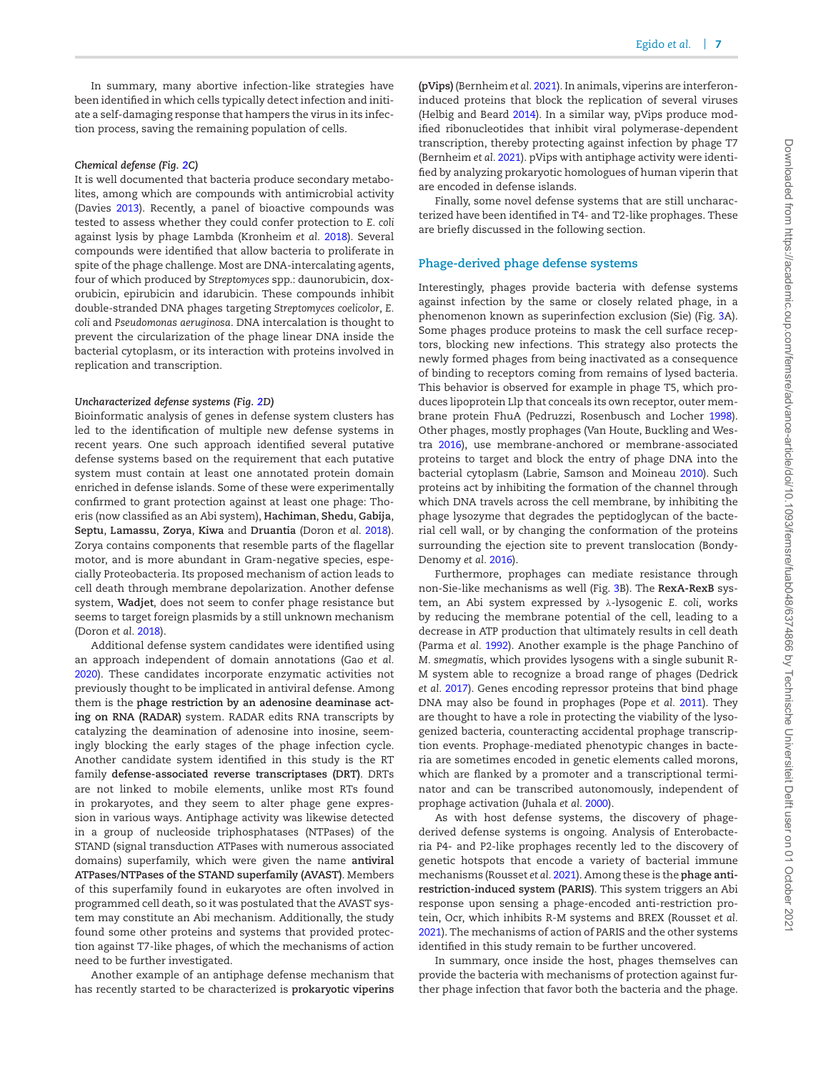In summary, many abortive infection-like strategies have been identified in which cells typically detect infection and initiate a self-damaging response that hampers the virus in its infection process, saving the remaining population of cells.

#### *Chemical defense (Fig. 2C)*

It is well documented that bacteria produce secondary metabolites, among which are compounds with antimicrobial activity (Davies 2013). Recently, a panel of bioactive compounds was tested to assess whether they could confer protection to *E. coli* against lysis by phage Lambda (Kronheim *et al*. 2018). Several compounds were identified that allow bacteria to proliferate in spite of the phage challenge. Most are DNA-intercalating agents, four of which produced by *Streptomyces* spp.: daunorubicin, doxorubicin, epirubicin and idarubicin. These compounds inhibit double-stranded DNA phages targeting *Streptomyces coelicolor*, *E. coli* and *Pseudomonas aeruginosa*. DNA intercalation is thought to prevent the circularization of the phage linear DNA inside the bacterial cytoplasm, or its interaction with proteins involved in replication and transcription.

#### *Uncharacterized defense systems (Fig. 2D)*

Bioinformatic analysis of genes in defense system clusters has led to the identification of multiple new defense systems in recent years. One such approach identified several putative defense systems based on the requirement that each putative system must contain at least one annotated protein domain enriched in defense islands. Some of these were experimentally confirmed to grant protection against at least one phage: Thoeris (now classified as an Abi system), **Hachiman**, **Shedu**, **Gabija**, **Septu**, **Lamassu**, **Zorya**, **Kiwa** and **Druantia** (Doron *et al*. 2018). Zorya contains components that resemble parts of the flagellar motor, and is more abundant in Gram-negative species, especially Proteobacteria. Its proposed mechanism of action leads to cell death through membrane depolarization. Another defense system, **Wadjet**, does not seem to confer phage resistance but seems to target foreign plasmids by a still unknown mechanism (Doron *et al*. 2018).

Additional defense system candidates were identified using an approach independent of domain annotations (Gao *et al*. 2020). These candidates incorporate enzymatic activities not previously thought to be implicated in antiviral defense. Among them is the **phage restriction by an adenosine deaminase acting on RNA (RADAR)** system. RADAR edits RNA transcripts by catalyzing the deamination of adenosine into inosine, seemingly blocking the early stages of the phage infection cycle. Another candidate system identified in this study is the RT family **defense-associated reverse transcriptases (DRT)**. DRTs are not linked to mobile elements, unlike most RTs found in prokaryotes, and they seem to alter phage gene expression in various ways. Antiphage activity was likewise detected in a group of nucleoside triphosphatases (NTPases) of the STAND (signal transduction ATPases with numerous associated domains) superfamily, which were given the name **antiviral ATPases/NTPases of the STAND superfamily (AVAST)**. Members of this superfamily found in eukaryotes are often involved in programmed cell death, so it was postulated that the AVAST system may constitute an Abi mechanism. Additionally, the study found some other proteins and systems that provided protection against T7-like phages, of which the mechanisms of action need to be further investigated.

Another example of an antiphage defense mechanism that has recently started to be characterized is **prokaryotic viperins (pVips)** (Bernheim *et al*. 2021). In animals, viperins are interferon-induced proteins that block the replication of several viruses (Helbig and Beard 2014). In a similar way, pVips produce modified ribonucleotides that inhibit viral polymerase-dependent transcription, thereby protecting against infection by phage T7 (Bernheim *et al*. 2021). pVips with antiphage activity were identified by analyzing prokaryotic homologues of human viperin that are encoded in defense islands.

Finally, some novel defense systems that are still uncharacterized have been identified in T4- and T2-like prophages. These are briefly discussed in the following section.

## Phage-derived phage defense systems

Interestingly, phages provide bacteria with defense systems against infection by the same or closely related phage, in a phenomenon known as superinfection exclusion (Sie) (Fig. 3A). Some phages produce proteins to mask the cell surface receptors, blocking new infections. This strategy also protects the newly formed phages from being inactivated as a consequence of binding to receptors coming from remains of lysed bacteria. This behavior is observed for example in phage T5, which produces lipoprotein Llp that conceals its own receptor, outer membrane protein FhuA (Pedruzzi, Rosenbusch and Locher 1998). Other phages, mostly prophages (Van Houte, Buckling and Westra 2016), use membrane-anchored or membrane-associated proteins to target and block the entry of phage DNA into the bacterial cytoplasm (Labrie, Samson and Moineau 2010). Such proteins act by inhibiting the formation of the channel through which DNA travels across the cell membrane, by inhibiting the phage lysozyme that degrades the peptidoglycan of the bacterial cell wall, or by changing the conformation of the proteins surrounding the ejection site to prevent translocation (Bondy-Denomy *et al*. 2016).

Furthermore, prophages can mediate resistance through non-Sie-like mechanisms as well (Fig. 3B). The **RexA-RexB** system, an Abi system expressed by λ-lysogenic *E. coli*, works by reducing the membrane potential of the cell, leading to a decrease in ATP production that ultimately results in cell death (Parma *et al*. 1992). Another example is the phage Panchino of *M. smegmatis*, which provides lysogens with a single subunit R-M system able to recognize a broad range of phages (Dedrick *et al*. 2017). Genes encoding repressor proteins that bind phage DNA may also be found in prophages (Pope *et al*. 2011). They are thought to have a role in protecting the viability of the lysogenized bacteria, counteracting accidental prophage transcription events. Prophage-mediated phenotypic changes in bacteria are sometimes encoded in genetic elements called morons, which are flanked by a promoter and a transcriptional terminator and can be transcribed autonomously, independent of prophage activation (Juhala *et al*. 2000).

As with host defense systems, the discovery of phage-derived defense systems is ongoing. Analysis of Enterobacteria P4- and P2-like prophages recently led to the discovery of genetic hotspots that encode a variety of bacterial immune mechanisms (Rousset *et al*. 2021). Among these is the **phage anti-restriction-induced system (PARIS)**. This system triggers an Abi response upon sensing a phage-encoded anti-restriction protein, Ocr, which inhibits R-M systems and BREX (Rousset *et al*. 2021). The mechanisms of action of PARIS and the other systems identified in this study remain to be further uncovered.

In summary, once inside the host, phages themselves can provide the bacteria with mechanisms of protection against further phage infection that favor both the bacteria and the phage.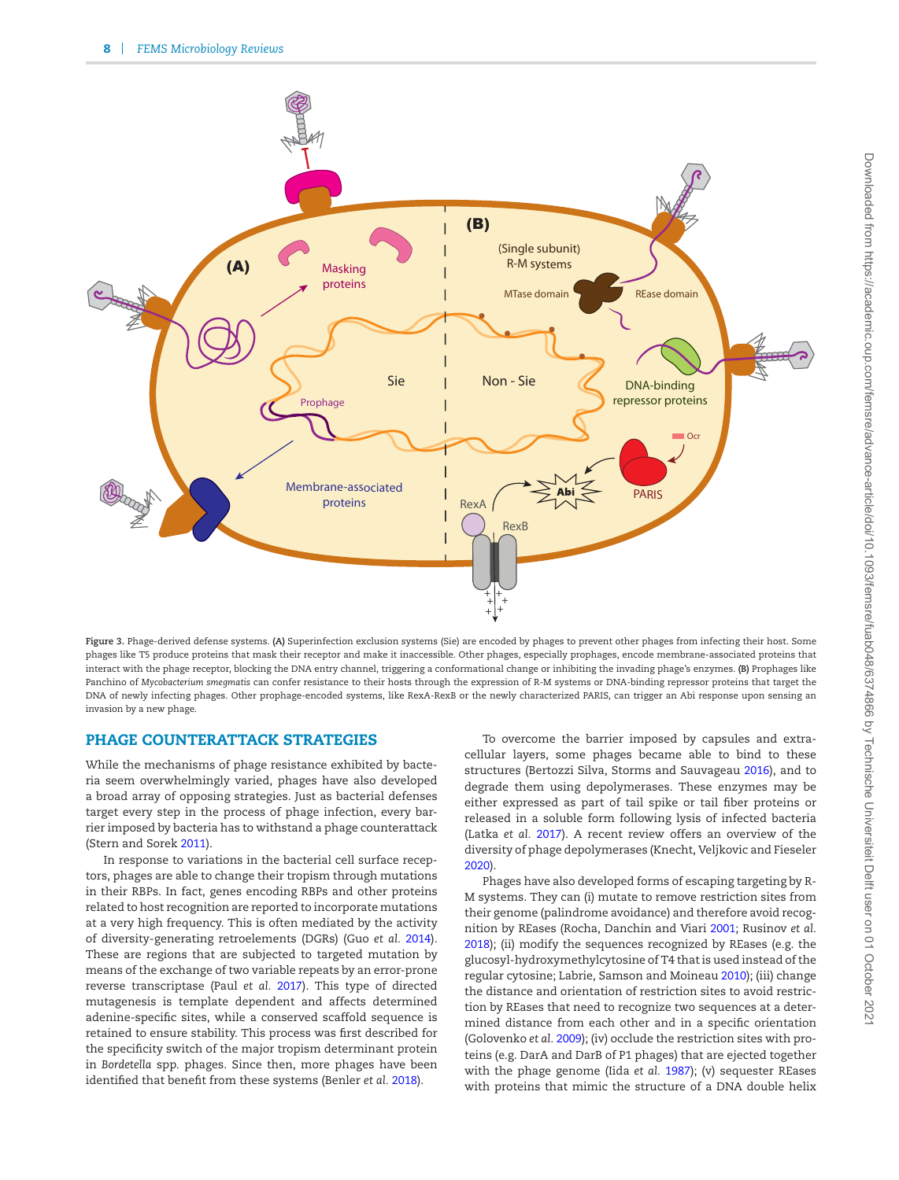**Figure 3.** Phage-derived defense systems. **(A)** Superinfection exclusion systems (Sie) are encoded by phages to prevent other phages from infecting their host. Some phages like T5 produce proteins that mask their receptor and make it inaccessible. Other phages, especially prophages, encode membrane-associated proteins that interact with the phage receptor, blocking the DNA entry channel, triggering a conformational change or inhibiting the invading phage's enzymes. **(B)** Prophages like Panchino of *Mycobacterium smegmatis* can confer resistance to their hosts through the expression of R-M systems or DNA-binding repressor proteins that target the DNA of newly infecting phages. Other prophage-encoded systems, like RexA-RexB or the newly characterized PARIS, can trigger an Abi response upon sensing an invasion by a new phage.

## PHAGE COUNTERATTACK STRATEGIES

While the mechanisms of phage resistance exhibited by bacteria seem overwhelmingly varied, phages have also developed a broad array of opposing strategies. Just as bacterial defenses target every step in the process of phage infection, every barrier imposed by bacteria has to withstand a phage counterattack (Stern and Sorek 2011).

In response to variations in the bacterial cell surface receptors, phages are able to change their tropism through mutations in their RBPs. In fact, genes encoding RBPs and other proteins related to host recognition are reported to incorporate mutations at a very high frequency. This is often mediated by the activity of diversity-generating retroelements (DGRs) (Guo *et al.* 2014). These are regions that are subjected to targeted mutation by means of the exchange of two variable repeats by an error-prone reverse transcriptase (Paul *et al.* 2017). This type of directed mutagenesis is template dependent and affects determined adenine-specific sites, while a conserved scaffold sequence is retained to ensure stability. This process was first described for the specificity switch of the major tropism determinant protein in *Bordetella* spp. phages. Since then, more phages have been identified that benefit from these systems (Benler *et al.* 2018).

To overcome the barrier imposed by capsules and extracellular layers, some phages became able to bind to these structures (Bertozzi Silva, Storms and Sauvageau 2016), and to degrade them using depolymerases. These enzymes may be either expressed as part of tail spike or tail fiber proteins or released in a soluble form following lysis of infected bacteria (Latka *et al.* 2017). A recent review offers an overview of the diversity of phage depolymerases (Knecht, Veljkovic and Fieseler 2020).

Phages have also developed forms of escaping targeting by R-M systems. They can (i) mutate to remove restriction sites from their genome (palindrome avoidance) and therefore avoid recognition by REases (Rocha, Danchin and Viari 2001; Rusinov *et al.* 2018); (ii) modify the sequences recognized by REases (e.g. the glucosyl-hydroxymethylcytosine of T4 that is used instead of the regular cytosine; Labrie, Samson and Moineau 2010); (iii) change the distance and orientation of restriction sites to avoid restriction by REases that need to recognize two sequences at a determined distance from each other and in a specific orientation (Golovenko *et al.* 2009); (iv) occlude the restriction sites with proteins (e.g. DarA and DarB of P1 phages) that are ejected together with the phage genome (Iida *et al.* 1987); (v) sequester REases with proteins that mimic the structure of a DNA double helix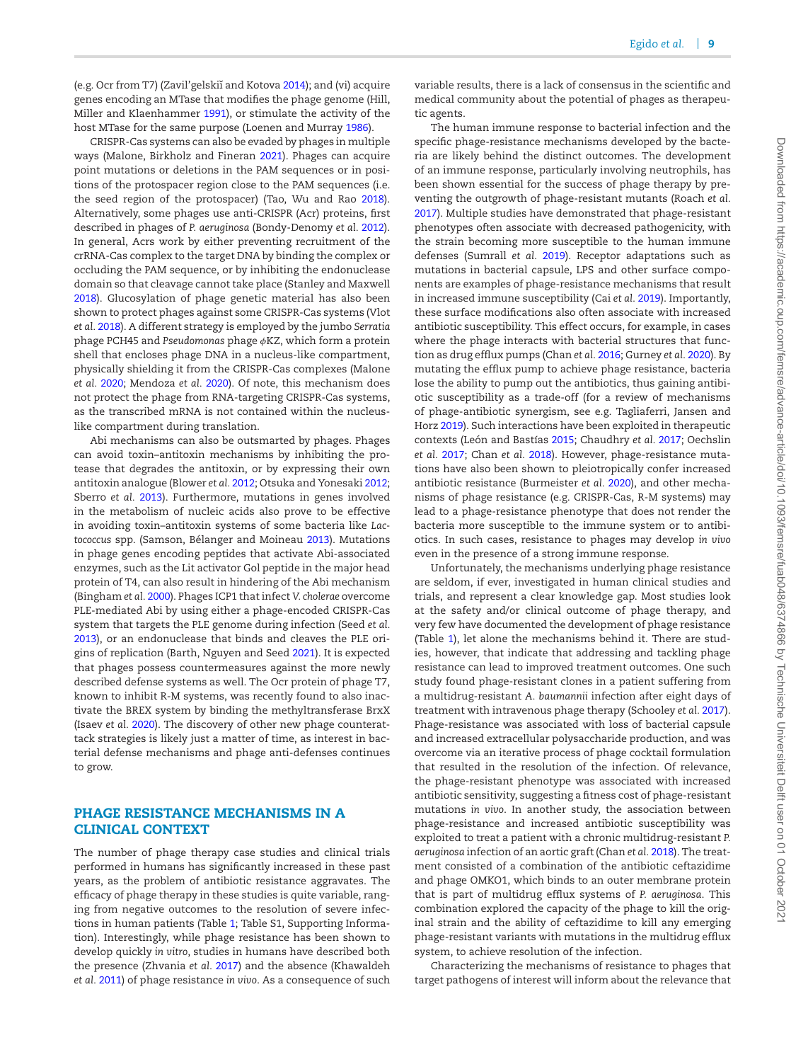(e.g. Ocr from T7) (Zavil'gelskiĭ and Kotova 2014); and (vi) acquire genes encoding an MTase that modifies the phage genome (Hill, Miller and Klaenhammer 1991), or stimulate the activity of the host MTase for the same purpose (Loenen and Murray 1986).

CRISPR-Cas systems can also be evaded by phages in multiple ways (Malone, Birkholz and Fineran 2021). Phages can acquire point mutations or deletions in the PAM sequences or in positions of the protospacer region close to the PAM sequences (i.e. the seed region of the protospacer) (Tao, Wu and Rao 2018). Alternatively, some phages use anti-CRISPR (Acr) proteins, first described in phages of *P. aeruginosa* (Bondy-Denomy *et al.* 2012). In general, Acrs work by either preventing recruitment of the crRNA-Cas complex to the target DNA by binding the complex or occluding the PAM sequence, or by inhibiting the endonuclease domain so that cleavage cannot take place (Stanley and Maxwell 2018). Glucosylation of phage genetic material has also been shown to protect phages against some CRISPR-Cas systems (Vlot *et al.* 2018). A different strategy is employed by the jumbo *Serratia* phage PCH45 and *Pseudomonas* phage ϕKZ, which form a protein shell that encloses phage DNA in a nucleus-like compartment, physically shielding it from the CRISPR-Cas complexes (Malone *et al.* 2020; Mendoza *et al.* 2020). Of note, this mechanism does not protect the phage from RNA-targeting CRISPR-Cas systems, as the transcribed mRNA is not contained within the nucleus-like compartment during translation.

Abi mechanisms can also be outsmarted by phages. Phages can avoid toxin–antitoxin mechanisms by inhibiting the protease that degrades the antitoxin, or by expressing their own antitoxin analogue (Blower *et al.* 2012; Otsuka and Yonesaki 2012; Sberro *et al.* 2013). Furthermore, mutations in genes involved in the metabolism of nucleic acids also prove to be effective in avoiding toxin–antitoxin systems of some bacteria like *Lactococcus* spp. (Samson, Bélanger and Moineau 2013). Mutations in phage genes encoding peptides that activate Abi-associated enzymes, such as the Lit activator Gol peptide in the major head protein of T4, can also result in hindering of the Abi mechanism (Bingham *et al.* 2000). Phages ICP1 that infect *V. cholerae* overcome PLE-mediated Abi by using either a phage-encoded CRISPR-Cas system that targets the PLE genome during infection (Seed *et al.* 2013), or an endonuclease that binds and cleaves the PLE origins of replication (Barth, Nguyen and Seed 2021). It is expected that phages possess countermeasures against the more newly described defense systems as well. The Ocr protein of phage T7, known to inhibit R-M systems, was recently found to also inactivate the BREX system by binding the methyltransferase BrxX (Isaev *et al.* 2020). The discovery of other new phage counterattack strategies is likely just a matter of time, as interest in bacterial defense mechanisms and phage anti-defenses continues to grow.

## PHAGE RESISTANCE MECHANISMS IN A CLINICAL CONTEXT

The number of phage therapy case studies and clinical trials performed in humans has significantly increased in these past years, as the problem of antibiotic resistance aggravates. The efficacy of phage therapy in these studies is quite variable, ranging from negative outcomes to the resolution of severe infections in human patients (Table 1; Table S1, Supporting Information). Interestingly, while phage resistance has been shown to develop quickly *in vitro*, studies in humans have described both the presence (Zhvania *et al.* 2017) and the absence (Khawaldeh *et al.* 2011) of phage resistance *in vivo*. As a consequence of such variable results, there is a lack of consensus in the scientific and medical community about the potential of phages as therapeutic agents.

The human immune response to bacterial infection and the specific phage-resistance mechanisms developed by the bacteria are likely behind the distinct outcomes. The development of an immune response, particularly involving neutrophils, has been shown essential for the success of phage therapy by preventing the outgrowth of phage-resistant mutants (Roach *et al.* 2017). Multiple studies have demonstrated that phage-resistant phenotypes often associate with decreased pathogenicity, with the strain becoming more susceptible to the human immune defenses (Sumrall *et al.* 2019). Receptor adaptations such as mutations in bacterial capsule, LPS and other surface components are examples of phage-resistance mechanisms that result in increased immune susceptibility (Cai *et al.* 2019). Importantly, these surface modifications also often associate with increased antibiotic susceptibility. This effect occurs, for example, in cases where the phage interacts with bacterial structures that function as drug efflux pumps (Chan *et al.* 2016; Gurney *et al.* 2020). By mutating the efflux pump to achieve phage resistance, bacteria lose the ability to pump out the antibiotics, thus gaining antibiotic susceptibility as a trade-off (for a review of mechanisms of phage-antibiotic synergism, see e.g. Tagliaferri, Jansen and Horz 2019). Such interactions have been exploited in therapeutic contexts (León and Bastías 2015; Chaudhry *et al.* 2017; Oechslin *et al.* 2017; Chan *et al.* 2018). However, phage-resistance mutations have also been shown to pleiotropically confer increased antibiotic resistance (Burmeister *et al.* 2020), and other mechanisms of phage resistance (e.g. CRISPR-Cas, R-M systems) may lead to a phage-resistance phenotype that does not render the bacteria more susceptible to the immune system or to antibiotics. In such cases, resistance to phages may develop *in vivo* even in the presence of a strong immune response.

Unfortunately, the mechanisms underlying phage resistance are seldom, if ever, investigated in human clinical studies and trials, and represent a clear knowledge gap. Most studies look at the safety and/or clinical outcome of phage therapy, and very few have documented the development of phage resistance (Table 1), let alone the mechanisms behind it. There are studies, however, that indicate that addressing and tackling phage resistance can lead to improved treatment outcomes. One such study found phage-resistant clones in a patient suffering from a multidrug-resistant *A. baumannii* infection after eight days of treatment with intravenous phage therapy (Schooley *et al.* 2017). Phage-resistance was associated with loss of bacterial capsule and increased extracellular polysaccharide production, and was overcome via an iterative process of phage cocktail formulation that resulted in the resolution of the infection. Of relevance, the phage-resistant phenotype was associated with increased antibiotic sensitivity, suggesting a fitness cost of phage-resistant mutations *in vivo*. In another study, the association between phage-resistance and increased antibiotic susceptibility was exploited to treat a patient with a chronic multidrug-resistant *P. aeruginosa* infection of an aortic graft (Chan *et al.* 2018). The treatment consisted of a combination of the antibiotic ceftazidime and phage OMKO1, which binds to an outer membrane protein that is part of multidrug efflux systems of *P. aeruginosa*. This combination explored the capacity of the phage to kill the original strain and the ability of ceftazidime to kill any emerging phage-resistant variants with mutations in the multidrug efflux system, to achieve resolution of the infection.

Characterizing the mechanisms of resistance to phages that target pathogens of interest will inform about the relevance that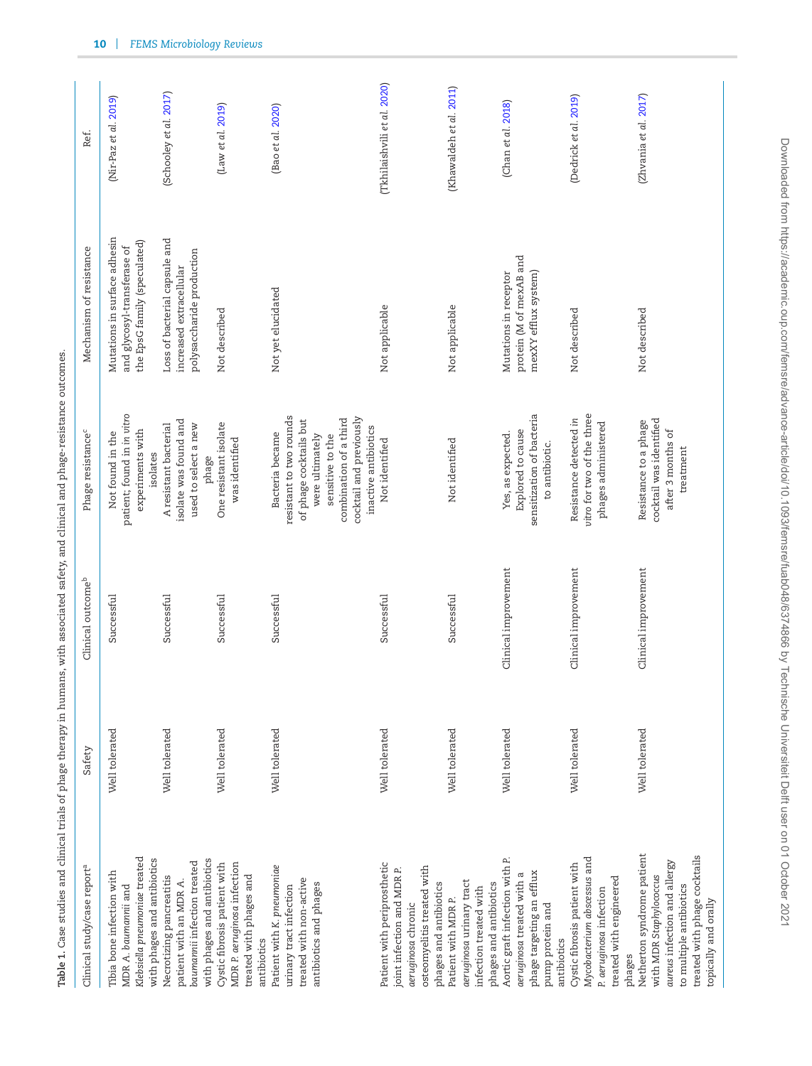**Table 1.** Case studies and clinical trials of phage therapy in humans, with associated safety, and clinical and phage-resistance outcomes.

| Clinical study/case report[a] | Safety | Clinical outcome[b] | Phage resistance[c] | Mechanism of resistance | Ref. |
|---|---|---|---|---|---|
| Tibia bone infection with MDR *A. baumannii* and *Klebsiella pneumoniae* treated with phages and antibiotics | Well tolerated | Successful | Not found in the patient; found in *in vitro* experiments with isolates | Mutations in surface adhesin and glycosyl-transferase of the EpsG family (speculated) | (Nir-Paz *et al.* 2019) |
| Necrotizing pancreatitis patient with an MDR *A. baumannii* infection treated with phages and antibiotics | Well tolerated | Successful | A resistant bacterial isolate was found and used to select a new phage | Loss of bacterial capsule and increased extracellular polysaccharide production | (Schooley *et al.* 2017) |
| Cystic fibrosis patient with MDR *P. aeruginosa* infection treated with phages and antibiotics | Well tolerated | Successful | One resistant isolate was identified | Not described | (Law *et al.* 2019) |
| Patient with *K. pneumoniae* urinary tract infection treated with non-active antibiotics and phages | Well tolerated | Successful | Bacteria became resistant to two rounds of phage cocktails but were ultimately sensitive to the combination of a third cocktail and previously inactive antibiotics | Not yet elucidated | (Bao *et al.* 2020) |
| Patient with periprosthetic joint infection and MDR *P. aeruginosa* chronic osteomyelitis treated with phages and antibiotics | Well tolerated | Successful | Not identified | Not applicable | (Tkhilaishvili *et al.* 2020) |
| Patient with MDR *P. aeruginosa* urinary tract infection treated with phages and antibiotics | Well tolerated | Successful | Not identified | Not applicable | (Khawaldeh *et al.* 2011) |
| Aortic graft infection with *P. aeruginosa* treated with a phage targeting an efflux pump protein and antibiotics | Well tolerated | Clinical improvement | Yes, as expected. Explored to cause sensitization of bacteria to antibiotic. | Mutations in receptor protein (M of mexAB and mexXY efflux system) | (Chan *et al.* 2018) |
| Cystic fibrosis patient with *Mycobacterium abscessus* and *P. aeruginosa* infection treated with engineered phages | Well tolerated | Clinical improvement | Resistance detected in *vitro* for two of the three phages administered | Not described | (Dedrick *et al.* 2019) |
| Netherton syndrome patient with MDR *Staphylococcus aureus* infection and allergy to multiple antibiotics treated with phage cocktails topically and orally | Well tolerated | Clinical improvement | Resistance to a phage cocktail was identified after 3 months of treatment | Not described | (Zhvania *et al.* 2017) |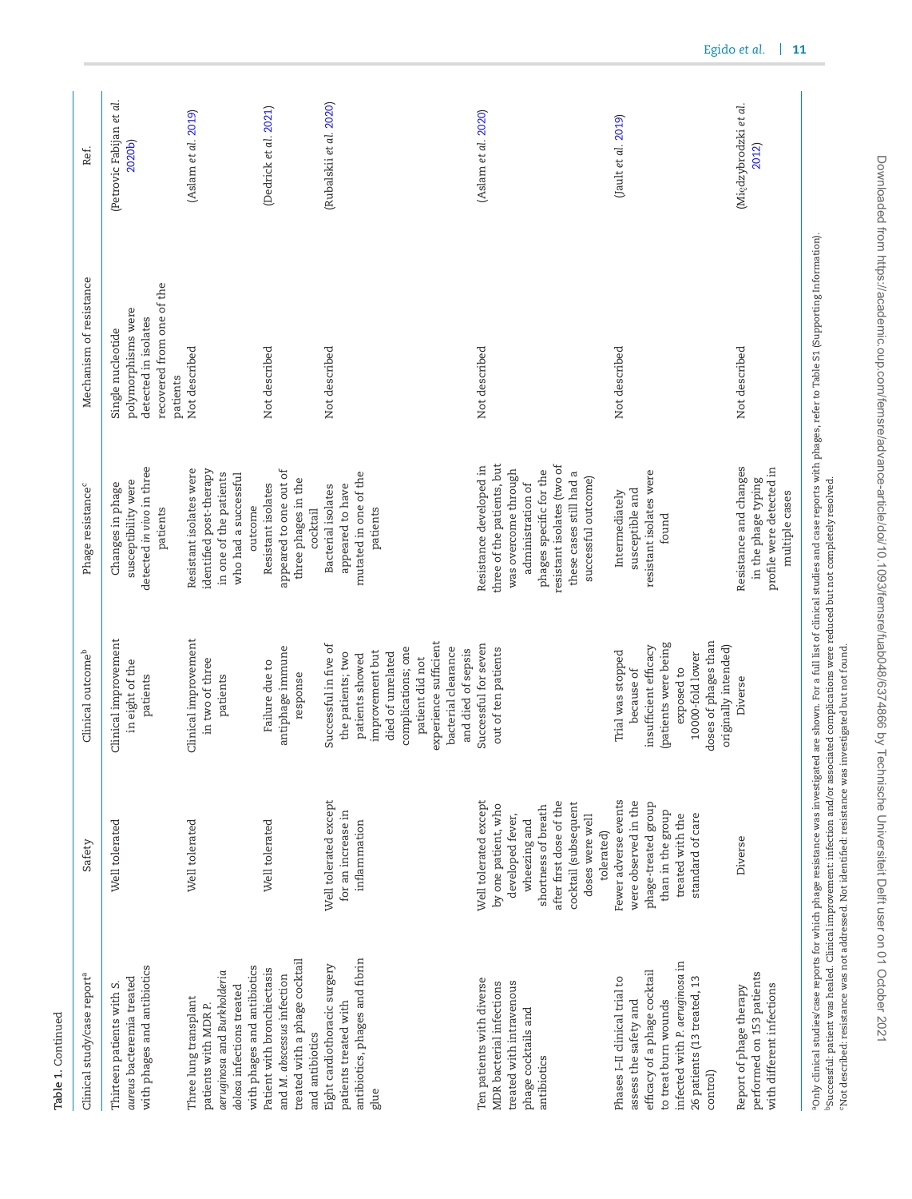Table 1. Continued

| Clinical study/case report[a] | Safety | Clinical outcome[b] | Phage resistance[c] | Mechanism of resistance | Ref. |
|---|---|---|---|---|---|
| Thirteen patients with *S. aureus* bacteremia treated with phages and antibiotics | Well tolerated | Clinical improvement in eight of the patients | Changes in phage susceptibility were detected *in vivo* in three patients | Single nucleotide polymorphisms were detected in isolates recovered from one of the patients | (Petrovic Fabijan *et al.* 2020b) |
| Three lung transplant patients with MDR *P. aeruginosa* and *Burkholderia dolosa* infections treated with phages and antibiotics | Well tolerated | Clinical improvement in two of three patients | Resistant isolates were identified post-therapy in one of the patients who had a successful outcome | Not described | (Aslam *et al.* 2019) |
| Patient with bronchiectasis and *M. abscessus* infection treated with a phage cocktail and antibiotics | Well tolerated | Failure due to antiphage immune response | Resistant isolates appeared to one out of three phages in the cocktail | Not described | (Dedrick *et al.* 2021) |
| Eight cardiothoracic surgery patients treated with antibiotics, phages and fibrin glue | Well tolerated except for an increase in inflammation | Successful in five of the patients; two patients showed improvement but died of unrelated complications; one patient did not experience sufficient bacterial clearance and died of sepsis | Bacterial isolates appeared to have mutated in one of the patients | Not described | (Rubalskii *et al.* 2020) |
| Ten patients with diverse MDR bacterial infections treated with intravenous phage cocktails and antibiotics | Well tolerated except by one patient, who developed fever, wheezing and shortness of breath after first dose of the cocktail (subsequent doses were well tolerated) | Successful for seven out of ten patients | Resistance developed in three of the patients, but was overcome through administration of phages specific for the resistant isolates (two of these cases still had a successful outcome) | Not described | (Aslam *et al.* 2020) |
| Phases I–II clinical trial to assess the safety and efficacy of a phage cocktail to treat burn wounds infected with *P. aeruginosa* in 26 patients (13 treated, 13 control) | Fewer adverse events were observed in the phage-treated group than in the group treated with the standard of care | Trial was stopped because of insufficient efficacy (patients were being exposed to 10000-fold lower doses of phages than originally intended) | Intermediately susceptible and resistant isolates were found | Not described | (Jault *et al.* 2019) |
| Report of phage therapy performed on 153 patients with different infections | Diverse | Diverse | Resistance and changes in the phage typing profile were detected in multiple cases | Not described | (Międzybrodzki *et al.* 2012) |

[a]Only clinical studies/case reports for which phage resistance was investigated are shown. For a full list of clinical studies and case reports with phages, refer to Table S1 (Supporting Information).
[b]Successful: patient was healed. Clinical improvement: infection and/or associated complications were reduced but not completely resolved.
[c]Not described: resistance was not addressed. Not identified: resistance was investigated but not found.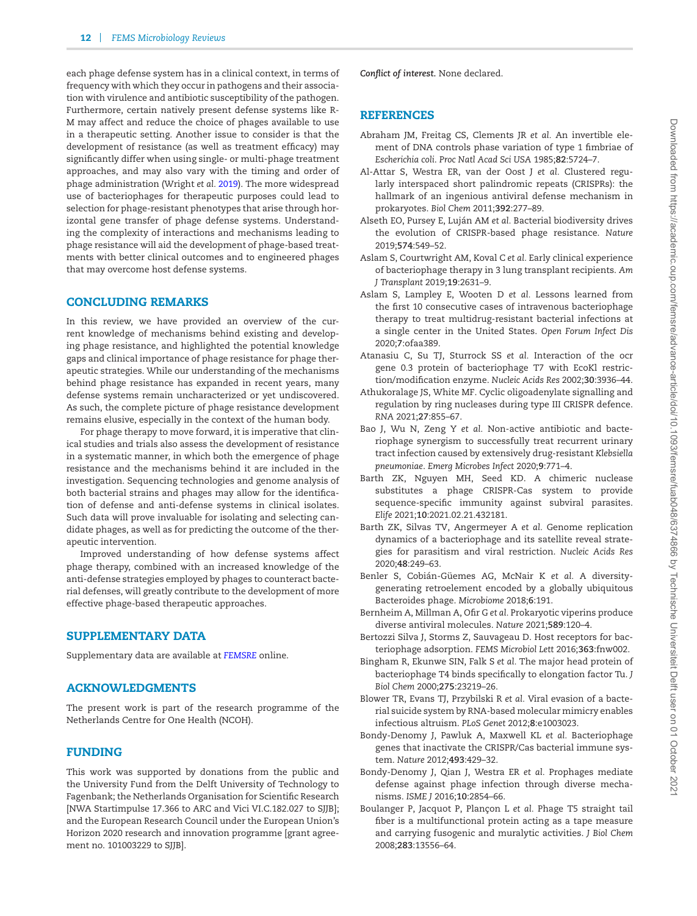each phage defense system has in a clinical context, in terms of frequency with which they occur in pathogens and their association with virulence and antibiotic susceptibility of the pathogen. Furthermore, certain natively present defense systems like R-M may affect and reduce the choice of phages available to use in a therapeutic setting. Another issue to consider is that the development of resistance (as well as treatment efficacy) may significantly differ when using single- or multi-phage treatment approaches, and may also vary with the timing and order of phage administration (Wright *et al.* 2019). The more widespread use of bacteriophages for therapeutic purposes could lead to selection for phage-resistant phenotypes that arise through horizontal gene transfer of phage defense systems. Understanding the complexity of interactions and mechanisms leading to phage resistance will aid the development of phage-based treatments with better clinical outcomes and to engineered phages that may overcome host defense systems.

## CONCLUDING REMARKS

In this review, we have provided an overview of the current knowledge of mechanisms behind existing and developing phage resistance, and highlighted the potential knowledge gaps and clinical importance of phage resistance for phage therapeutic strategies. While our understanding of the mechanisms behind phage resistance has expanded in recent years, many defense systems remain uncharacterized or yet undiscovered. As such, the complete picture of phage resistance development remains elusive, especially in the context of the human body.

For phage therapy to move forward, it is imperative that clinical studies and trials also assess the development of resistance in a systematic manner, in which both the emergence of phage resistance and the mechanisms behind it are included in the investigation. Sequencing technologies and genome analysis of both bacterial strains and phages may allow for the identification of defense and anti-defense systems in clinical isolates. Such data will prove invaluable for isolating and selecting candidate phages, as well as for predicting the outcome of the therapeutic intervention.

Improved understanding of how defense systems affect phage therapy, combined with an increased knowledge of the anti-defense strategies employed by phages to counteract bacterial defenses, will greatly contribute to the development of more effective phage-based therapeutic approaches.

## SUPPLEMENTARY DATA

Supplementary data are available at *FEMSRE* online.

## ACKNOWLEDGMENTS

The present work is part of the research programme of the Netherlands Centre for One Health (NCOH).

## FUNDING

This work was supported by donations from the public and the University Fund from the Delft University of Technology to Fagenbank; the Netherlands Organisation for Scientific Research [NWA Startimpulse 17.366 to ARC and Vici VI.C.182.027 to SJJB]; and the European Research Council under the European Union's Horizon 2020 research and innovation programme [grant agreement no. 101003229 to SJJB].

***Conflict of interest.*** None declared.

## REFERENCES

Abraham JM, Freitag CS, Clements JR *et al.* An invertible element of DNA controls phase variation of type 1 fimbriae of *Escherichia coli*. *Proc Natl Acad Sci USA* 1985;**82**:5724–7.

Al-Attar S, Westra ER, van der Oost J *et al.* Clustered regularly interspaced short palindromic repeats (CRISPRs): the hallmark of an ingenious antiviral defense mechanism in prokaryotes. *Biol Chem* 2011;**392**:277–89.

Alseth EO, Pursey E, Luján AM *et al.* Bacterial biodiversity drives the evolution of CRISPR-based phage resistance. *Nature* 2019;**574**:549–52.

Aslam S, Courtwright AM, Koval C *et al.* Early clinical experience of bacteriophage therapy in 3 lung transplant recipients. *Am J Transplant* 2019;**19**:2631–9.

Aslam S, Lampley E, Wooten D *et al.* Lessons learned from the first 10 consecutive cases of intravenous bacteriophage therapy to treat multidrug-resistant bacterial infections at a single center in the United States. *Open Forum Infect Dis* 2020;**7**:ofaa389.

Atanasiu C, Su TJ, Sturrock SS *et al.* Interaction of the ocr gene 0.3 protein of bacteriophage T7 with EcoKI restriction/modification enzyme. *Nucleic Acids Res* 2002;**30**:3936–44.

Athukoralage JS, White MF. Cyclic oligoadenylate signalling and regulation by ring nucleases during type III CRISPR defence. *RNA* 2021;**27**:855–67.

Bao J, Wu N, Zeng Y *et al.* Non-active antibiotic and bacteriophage synergism to successfully treat recurrent urinary tract infection caused by extensively drug-resistant *Klebsiella pneumoniae*. *Emerg Microbes Infect* 2020;**9**:771–4.

Barth ZK, Nguyen MH, Seed KD. A chimeric nuclease substitutes a phage CRISPR-Cas system to provide sequence-specific immunity against subviral parasites. *Elife* 2021;**10**:2021.02.21.432181.

Barth ZK, Silvas TV, Angermeyer A *et al.* Genome replication dynamics of a bacteriophage and its satellite reveal strategies for parasitism and viral restriction. *Nucleic Acids Res* 2020;**48**:249–63.

Benler S, Cobián-Güemes AG, McNair K *et al.* A diversity-generating retroelement encoded by a globally ubiquitous Bacteroides phage. *Microbiome* 2018;**6**:191.

Bernheim A, Millman A, Ofir G *et al.* Prokaryotic viperins produce diverse antiviral molecules. *Nature* 2021;**589**:120–4.

Bertozzi Silva J, Storms Z, Sauvageau D. Host receptors for bacteriophage adsorption. *FEMS Microbiol Lett* 2016;**363**:fnw002.

Bingham R, Ekunwe SIN, Falk S *et al.* The major head protein of bacteriophage T4 binds specifically to elongation factor Tu. *J Biol Chem* 2000;**275**:23219–26.

Blower TR, Evans TJ, Przybilski R *et al.* Viral evasion of a bacterial suicide system by RNA-based molecular mimicry enables infectious altruism. *PLoS Genet* 2012;**8**:e1003023.

Bondy-Denomy J, Pawluk A, Maxwell KL *et al.* Bacteriophage genes that inactivate the CRISPR/Cas bacterial immune system. *Nature* 2012;**493**:429–32.

Bondy-Denomy J, Qian J, Westra ER *et al.* Prophages mediate defense against phage infection through diverse mechanisms. *ISME J* 2016;**10**:2854–66.

Boulanger P, Jacquot P, Plançon L *et al.* Phage T5 straight tail fiber is a multifunctional protein acting as a tape measure and carrying fusogenic and muralytic activities. *J Biol Chem* 2008;**283**:13556–64.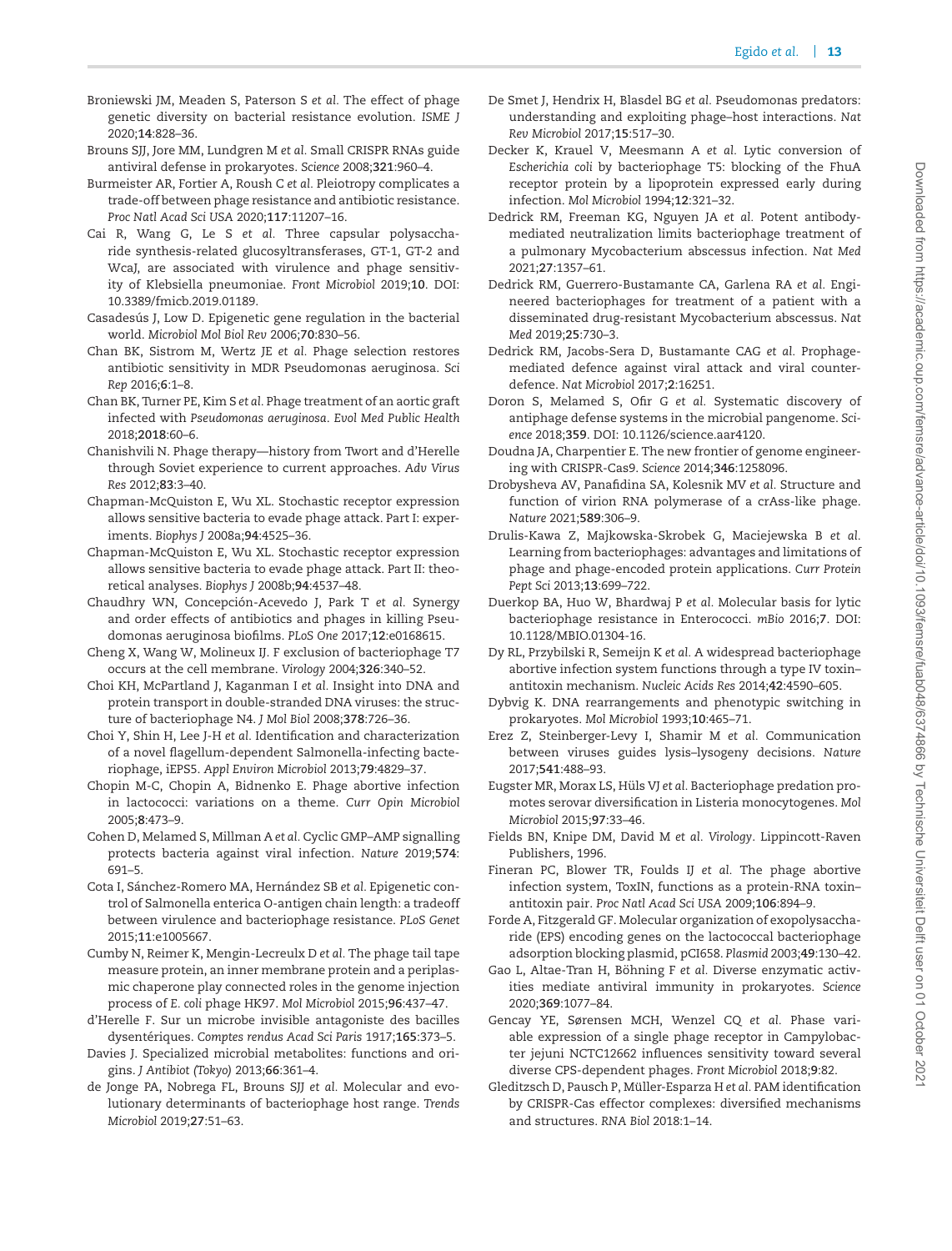Broniewski JM, Meaden S, Paterson S *et al.* The effect of phage genetic diversity on bacterial resistance evolution. *ISME J* 2020;**14**:828–36.

Brouns SJJ, Jore MM, Lundgren M *et al.* Small CRISPR RNAs guide antiviral defense in prokaryotes. *Science* 2008;**321**:960–4.

Burmeister AR, Fortier A, Roush C *et al.* Pleiotropy complicates a trade-off between phage resistance and antibiotic resistance. *Proc Natl Acad Sci USA* 2020;**117**:11207–16.

Cai R, Wang G, Le S *et al.* Three capsular polysaccharide synthesis-related glucosyltransferases, GT-1, GT-2 and WcaJ, are associated with virulence and phage sensitivity of Klebsiella pneumoniae. *Front Microbiol* 2019;**10**. DOI: 10.3389/fmicb.2019.01189.

Casadesús J, Low D. Epigenetic gene regulation in the bacterial world. *Microbiol Mol Biol Rev* 2006;**70**:830–56.

Chan BK, Sistrom M, Wertz JE *et al.* Phage selection restores antibiotic sensitivity in MDR Pseudomonas aeruginosa. *Sci Rep* 2016;**6**:1–8.

Chan BK, Turner PE, Kim S *et al.* Phage treatment of an aortic graft infected with *Pseudomonas aeruginosa*. *Evol Med Public Health* 2018;**2018**:60–6.

Chanishvili N. Phage therapy—history from Twort and d'Herelle through Soviet experience to current approaches. *Adv Virus Res* 2012;**83**:3–40.

Chapman-McQuiston E, Wu XL. Stochastic receptor expression allows sensitive bacteria to evade phage attack. Part I: experiments. *Biophys J* 2008a;**94**:4525–36.

Chapman-McQuiston E, Wu XL. Stochastic receptor expression allows sensitive bacteria to evade phage attack. Part II: theoretical analyses. *Biophys J* 2008b;**94**:4537–48.

Chaudhry WN, Concepción-Acevedo J, Park T *et al.* Synergy and order effects of antibiotics and phages in killing Pseudomonas aeruginosa biofilms. *PLoS One* 2017;**12**:e0168615.

Cheng X, Wang W, Molineux IJ. F exclusion of bacteriophage T7 occurs at the cell membrane. *Virology* 2004;**326**:340–52.

Choi KH, McPartland J, Kaganman I *et al.* Insight into DNA and protein transport in double-stranded DNA viruses: the structure of bacteriophage N4. *J Mol Biol* 2008;**378**:726–36.

Choi Y, Shin H, Lee J-H *et al.* Identification and characterization of a novel flagellum-dependent Salmonella-infecting bacteriophage, iEPS5. *Appl Environ Microbiol* 2013;**79**:4829–37.

Chopin M-C, Chopin A, Bidnenko E. Phage abortive infection in lactococci: variations on a theme. *Curr Opin Microbiol* 2005;**8**:473–9.

Cohen D, Melamed S, Millman A *et al.* Cyclic GMP–AMP signalling protects bacteria against viral infection. *Nature* 2019;**574**:691–5.

Cota I, Sánchez-Romero MA, Hernández SB *et al.* Epigenetic control of Salmonella enterica O-antigen chain length: a tradeoff between virulence and bacteriophage resistance. *PLoS Genet* 2015;**11**:e1005667.

Cumby N, Reimer K, Mengin-Lecreulx D *et al.* The phage tail tape measure protein, an inner membrane protein and a periplasmic chaperone play connected roles in the genome injection process of *E. coli* phage HK97. *Mol Microbiol* 2015;**96**:437–47.

d'Herelle F. Sur un microbe invisible antagoniste des bacilles dysentériques. *Comptes rendus Acad Sci Paris* 1917;**165**:373–5.

Davies J. Specialized microbial metabolites: functions and origins. *J Antibiot (Tokyo)* 2013;**66**:361–4.

de Jonge PA, Nobrega FL, Brouns SJJ *et al.* Molecular and evolutionary determinants of bacteriophage host range. *Trends Microbiol* 2019;**27**:51–63.

De Smet J, Hendrix H, Blasdel BG *et al.* Pseudomonas predators: understanding and exploiting phage–host interactions. *Nat Rev Microbiol* 2017;**15**:517–30.

Decker K, Krauel V, Meesmann A *et al.* Lytic conversion of *Escherichia coli* by bacteriophage T5: blocking of the FhuA receptor protein by a lipoprotein expressed early during infection. *Mol Microbiol* 1994;**12**:321–32.

Dedrick RM, Freeman KG, Nguyen JA *et al.* Potent antibody-mediated neutralization limits bacteriophage treatment of a pulmonary Mycobacterium abscessus infection. *Nat Med* 2021;**27**:1357–61.

Dedrick RM, Guerrero-Bustamante CA, Garlena RA *et al.* Engineered bacteriophages for treatment of a patient with a disseminated drug-resistant Mycobacterium abscessus. *Nat Med* 2019;**25**:730–3.

Dedrick RM, Jacobs-Sera D, Bustamante CAG *et al.* Prophage-mediated defence against viral attack and viral counter-defence. *Nat Microbiol* 2017;**2**:16251.

Doron S, Melamed S, Ofir G *et al.* Systematic discovery of antiphage defense systems in the microbial pangenome. *Science* 2018;**359**. DOI: 10.1126/science.aar4120.

Doudna JA, Charpentier E. The new frontier of genome engineering with CRISPR-Cas9. *Science* 2014;**346**:1258096.

Drobysheva AV, Panafidina SA, Kolesnik MV *et al.* Structure and function of virion RNA polymerase of a crAss-like phage. *Nature* 2021;**589**:306–9.

Drulis-Kawa Z, Majkowska-Skrobek G, Maciejewska B *et al.* Learning from bacteriophages: advantages and limitations of phage and phage-encoded protein applications. *Curr Protein Pept Sci* 2013;**13**:699–722.

Duerkop BA, Huo W, Bhardwaj P *et al.* Molecular basis for lytic bacteriophage resistance in Enterococci. *mBio* 2016;**7**. DOI: 10.1128/MBIO.01304-16.

Dy RL, Przybilski R, Semeijn K *et al.* A widespread bacteriophage abortive infection system functions through a type IV toxin–antitoxin mechanism. *Nucleic Acids Res* 2014;**42**:4590–605.

Dybvig K. DNA rearrangements and phenotypic switching in prokaryotes. *Mol Microbiol* 1993;**10**:465–71.

Erez Z, Steinberger-Levy I, Shamir M *et al.* Communication between viruses guides lysis–lysogeny decisions. *Nature* 2017;**541**:488–93.

Eugster MR, Morax LS, Hüls VJ *et al.* Bacteriophage predation promotes serovar diversification in Listeria monocytogenes. *Mol Microbiol* 2015;**97**:33–46.

Fields BN, Knipe DM, David M *et al.* *Virology*. Lippincott-Raven Publishers, 1996.

Fineran PC, Blower TR, Foulds IJ *et al.* The phage abortive infection system, ToxIN, functions as a protein-RNA toxin–antitoxin pair. *Proc Natl Acad Sci USA* 2009;**106**:894–9.

Forde A, Fitzgerald GF. Molecular organization of exopolysaccharide (EPS) encoding genes on the lactococcal bacteriophage adsorption blocking plasmid, pCI658. *Plasmid* 2003;**49**:130–42.

Gao L, Altae-Tran H, Böhning F *et al.* Diverse enzymatic activities mediate antiviral immunity in prokaryotes. *Science* 2020;**369**:1077–84.

Gencay YE, Sørensen MCH, Wenzel CQ *et al.* Phase variable expression of a single phage receptor in Campylobacter jejuni NCTC12662 influences sensitivity toward several diverse CPS-dependent phages. *Front Microbiol* 2018;**9**:82.

Gleditzsch D, Pausch P, Müller-Esparza H *et al.* PAM identification by CRISPR-Cas effector complexes: diversified mechanisms and structures. *RNA Biol* 2018:1–14.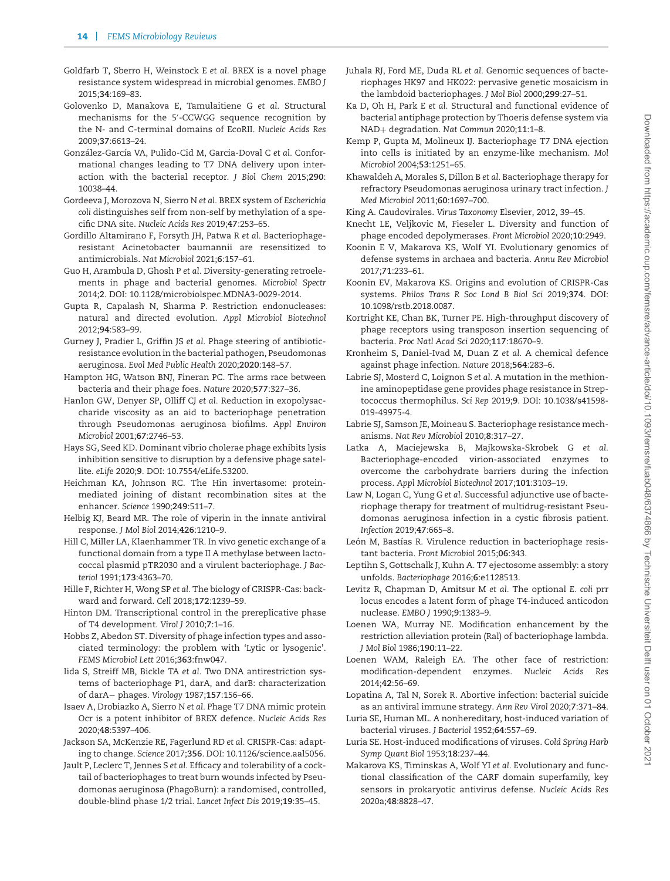Goldfarb T, Sberro H, Weinstock E *et al.* BREX is a novel phage resistance system widespread in microbial genomes. *EMBO J* 2015;**34**:169–83.

Golovenko D, Manakova E, Tamulaitiene G *et al.* Structural mechanisms for the 5′-CCWGG sequence recognition by the N- and C-terminal domains of EcoRII. *Nucleic Acids Res* 2009;**37**:6613–24.

González-García VA, Pulido-Cid M, Garcia-Doval C *et al.* Conformational changes leading to T7 DNA delivery upon interaction with the bacterial receptor. *J Biol Chem* 2015;**290**: 10038–44.

Gordeeva J, Morozova N, Sierro N *et al.* BREX system of *Escherichia coli* distinguishes self from non-self by methylation of a specific DNA site. *Nucleic Acids Res* 2019;**47**:253–65.

Gordillo Altamirano F, Forsyth JH, Patwa R *et al.* Bacteriophage-resistant Acinetobacter baumannii are resensitized to antimicrobials. *Nat Microbiol* 2021;**6**:157–61.

Guo H, Arambula D, Ghosh P *et al.* Diversity-generating retroelements in phage and bacterial genomes. *Microbiol Spectr* 2014;**2**. DOI: 10.1128/microbiolspec.MDNA3-0029-2014.

Gupta R, Capalash N, Sharma P. Restriction endonucleases: natural and directed evolution. *Appl Microbiol Biotechnol* 2012;**94**:583–99.

Gurney J, Pradier L, Griffin JS *et al.* Phage steering of antibiotic-resistance evolution in the bacterial pathogen, Pseudomonas aeruginosa. *Evol Med Public Health* 2020;**2020**:148–57.

Hampton HG, Watson BNJ, Fineran PC. The arms race between bacteria and their phage foes. *Nature* 2020;**577**:327–36.

Hanlon GW, Denyer SP, Olliff CJ *et al.* Reduction in exopolysaccharide viscosity as an aid to bacteriophage penetration through Pseudomonas aeruginosa biofilms. *Appl Environ Microbiol* 2001;**67**:2746–53.

Hays SG, Seed KD. Dominant vibrio cholerae phage exhibits lysis inhibition sensitive to disruption by a defensive phage satellite. *eLife* 2020;**9**. DOI: 10.7554/eLife.53200.

Heichman KA, Johnson RC. The Hin invertasome: protein-mediated joining of distant recombination sites at the enhancer. *Science* 1990;**249**:511–7.

Helbig KJ, Beard MR. The role of viperin in the innate antiviral response. *J Mol Biol* 2014;**426**:1210–9.

Hill C, Miller LA, Klaenhammer TR. In vivo genetic exchange of a functional domain from a type II A methylase between lactococcal plasmid pTR2030 and a virulent bacteriophage. *J Bacteriol* 1991;**173**:4363–70.

Hille F, Richter H, Wong SP *et al.* The biology of CRISPR-Cas: backward and forward. *Cell* 2018;**172**:1239–59.

Hinton DM. Transcriptional control in the prereplicative phase of T4 development. *Virol J* 2010;**7**:1–16.

Hobbs Z, Abedon ST. Diversity of phage infection types and associated terminology: the problem with 'Lytic or lysogenic'. *FEMS Microbiol Lett* 2016;**363**:fnw047.

Iida S, Streiff MB, Bickle TA *et al.* Two DNA antirestriction systems of bacteriophage P1, darA, and darB: characterization of darA− phages. *Virology* 1987;**157**:156–66.

Isaev A, Drobiazko A, Sierro N *et al.* Phage T7 DNA mimic protein Ocr is a potent inhibitor of BREX defence. *Nucleic Acids Res* 2020;**48**:5397–406.

Jackson SA, McKenzie RE, Fagerlund RD *et al.* CRISPR-Cas: adapting to change. *Science* 2017;**356**. DOI: 10.1126/science.aal5056.

Jault P, Leclerc T, Jennes S *et al.* Efficacy and tolerability of a cocktail of bacteriophages to treat burn wounds infected by Pseudomonas aeruginosa (PhagoBurn): a randomised, controlled, double-blind phase 1/2 trial. *Lancet Infect Dis* 2019;**19**:35–45.

Juhala RJ, Ford ME, Duda RL *et al.* Genomic sequences of bacteriophages HK97 and HK022: pervasive genetic mosaicism in the lambdoid bacteriophages. *J Mol Biol* 2000;**299**:27–51.

Ka D, Oh H, Park E *et al.* Structural and functional evidence of bacterial antiphage protection by Thoeris defense system via NAD+ degradation. *Nat Commun* 2020;**11**:1–8.

Kemp P, Gupta M, Molineux IJ. Bacteriophage T7 DNA ejection into cells is initiated by an enzyme-like mechanism. *Mol Microbiol* 2004;**53**:1251–65.

Khawaldeh A, Morales S, Dillon B *et al.* Bacteriophage therapy for refractory Pseudomonas aeruginosa urinary tract infection. *J Med Microbiol* 2011;**60**:1697–700.

King A. Caudovirales. *Virus Taxonomy* Elsevier, 2012, 39–45.

Knecht LE, Veljkovic M, Fieseler L. Diversity and function of phage encoded depolymerases. *Front Microbiol* 2020;**10**:2949.

Koonin E V, Makarova KS, Wolf YI. Evolutionary genomics of defense systems in archaea and bacteria. *Annu Rev Microbiol* 2017;**71**:233–61.

Koonin EV, Makarova KS. Origins and evolution of CRISPR-Cas systems. *Philos Trans R Soc Lond B Biol Sci* 2019;**374**. DOI: 10.1098/rstb.2018.0087.

Kortright KE, Chan BK, Turner PE. High-throughput discovery of phage receptors using transposon insertion sequencing of bacteria. *Proc Natl Acad Sci* 2020;**117**:18670–9.

Kronheim S, Daniel-Ivad M, Duan Z *et al.* A chemical defence against phage infection. *Nature* 2018;**564**:283–6.

Labrie SJ, Mosterd C, Loignon S *et al.* A mutation in the methionine aminopeptidase gene provides phage resistance in Streptococcus thermophilus. *Sci Rep* 2019;**9**. DOI: 10.1038/s41598-019-49975-4.

Labrie SJ, Samson JE, Moineau S. Bacteriophage resistance mechanisms. *Nat Rev Microbiol* 2010;**8**:317–27.

Latka A, Maciejewska B, Majkowska-Skrobek G *et al.* Bacteriophage-encoded virion-associated enzymes to overcome the carbohydrate barriers during the infection process. *Appl Microbiol Biotechnol* 2017;**101**:3103–19.

Law N, Logan C, Yung G *et al.* Successful adjunctive use of bacteriophage therapy for treatment of multidrug-resistant Pseudomonas aeruginosa infection in a cystic fibrosis patient. *Infection* 2019;**47**:665–8.

León M, Bastías R. Virulence reduction in bacteriophage resistant bacteria. *Front Microbiol* 2015;**06**:343.

Leptihn S, Gottschalk J, Kuhn A. T7 ejectosome assembly: a story unfolds. *Bacteriophage* 2016;**6**:e1128513.

Levitz R, Chapman D, Amitsur M *et al.* The optional *E. coli* prr locus encodes a latent form of phage T4-induced anticodon nuclease. *EMBO J* 1990;**9**:1383–9.

Loenen WA, Murray NE. Modification enhancement by the restriction alleviation protein (Ral) of bacteriophage lambda. *J Mol Biol* 1986;**190**:11–22.

Loenen WAM, Raleigh EA. The other face of restriction: modification-dependent enzymes. *Nucleic Acids Res* 2014;**42**:56–69.

Lopatina A, Tal N, Sorek R. Abortive infection: bacterial suicide as an antiviral immune strategy. *Ann Rev Virol* 2020;**7**:371–84.

Luria SE, Human ML. A nonhereditary, host-induced variation of bacterial viruses. *J Bacteriol* 1952;**64**:557–69.

Luria SE. Host-induced modifications of viruses. *Cold Spring Harb Symp Quant Biol* 1953;**18**:237–44.

Makarova KS, Timinskas A, Wolf YI *et al.* Evolutionary and functional classification of the CARF domain superfamily, key sensors in prokaryotic antivirus defense. *Nucleic Acids Res* 2020a;**48**:8828–47.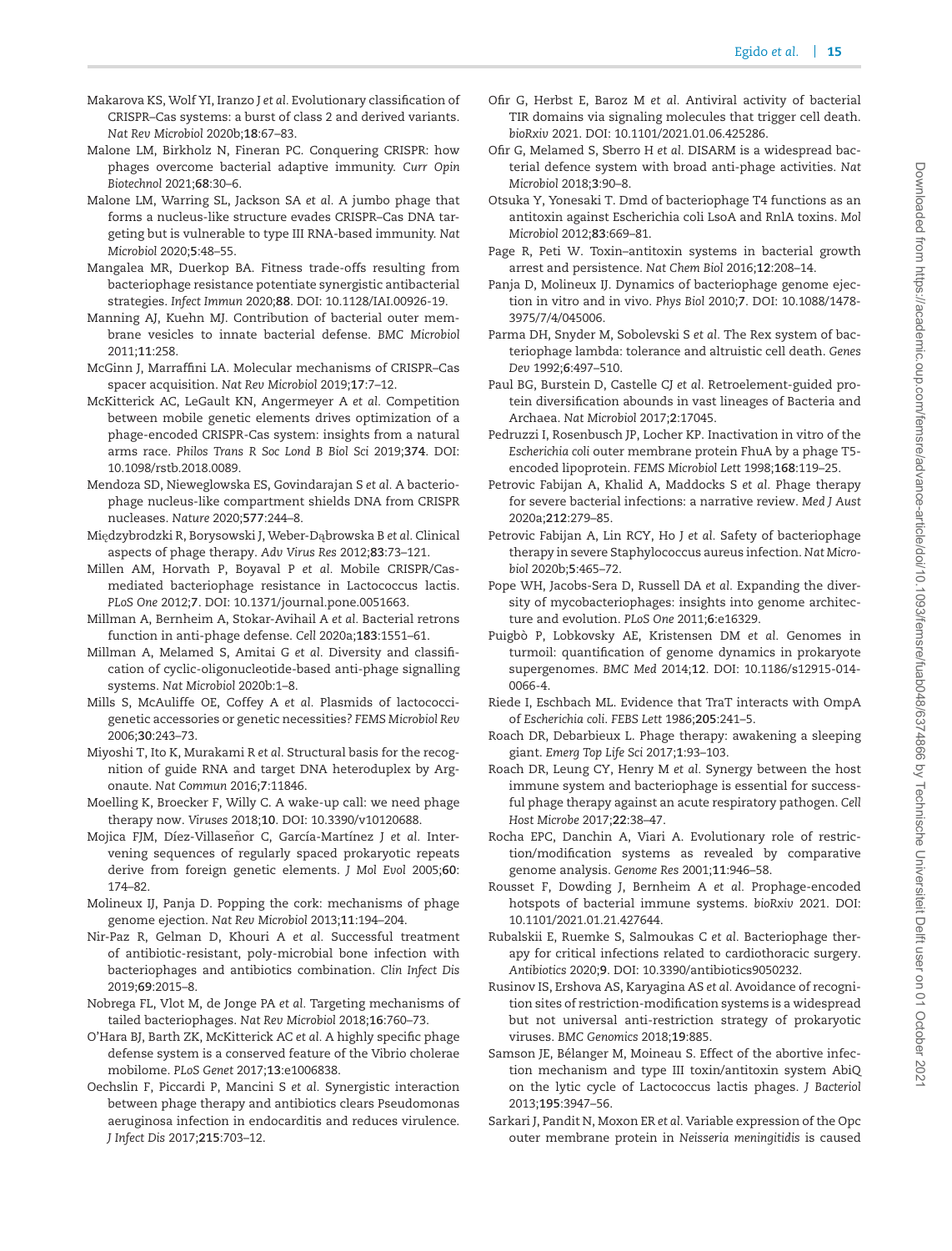Makarova KS, Wolf YI, Iranzo J *et al.* Evolutionary classification of CRISPR–Cas systems: a burst of class 2 and derived variants. *Nat Rev Microbiol* 2020b;**18**:67–83.

Malone LM, Birkholz N, Fineran PC. Conquering CRISPR: how phages overcome bacterial adaptive immunity. *Curr Opin Biotechnol* 2021;**68**:30–6.

Malone LM, Warring SL, Jackson SA *et al.* A jumbo phage that forms a nucleus-like structure evades CRISPR–Cas DNA targeting but is vulnerable to type III RNA-based immunity. *Nat Microbiol* 2020;**5**:48–55.

Mangalea MR, Duerkop BA. Fitness trade-offs resulting from bacteriophage resistance potentiate synergistic antibacterial strategies. *Infect Immun* 2020;**88**. DOI: 10.1128/IAI.00926-19.

Manning AJ, Kuehn MJ. Contribution of bacterial outer membrane vesicles to innate bacterial defense. *BMC Microbiol* 2011;**11**:258.

McGinn J, Marraffini LA. Molecular mechanisms of CRISPR–Cas spacer acquisition. *Nat Rev Microbiol* 2019;**17**:7–12.

McKitterick AC, LeGault KN, Angermeyer A *et al.* Competition between mobile genetic elements drives optimization of a phage-encoded CRISPR-Cas system: insights from a natural arms race. *Philos Trans R Soc Lond B Biol Sci* 2019;**374**. DOI: 10.1098/rstb.2018.0089.

Mendoza SD, Nieweglowska ES, Govindarajan S *et al.* A bacteriophage nucleus-like compartment shields DNA from CRISPR nucleases. *Nature* 2020;**577**:244–8.

Międzybrodzki R, Borysowski J, Weber-Dąbrowska B *et al.* Clinical aspects of phage therapy. *Adv Virus Res* 2012;**83**:73–121.

Millen AM, Horvath P, Boyaval P *et al.* Mobile CRISPR/Cas-mediated bacteriophage resistance in Lactococcus lactis. *PLoS One* 2012;**7**. DOI: 10.1371/journal.pone.0051663.

Millman A, Bernheim A, Stokar-Avihail A *et al.* Bacterial retrons function in anti-phage defense. *Cell* 2020a;**183**:1551–61.

Millman A, Melamed S, Amitai G *et al.* Diversity and classification of cyclic-oligonucleotide-based anti-phage signalling systems. *Nat Microbiol* 2020b:1–8.

Mills S, McAuliffe OE, Coffey A *et al.* Plasmids of lactococci-genetic accessories or genetic necessities? *FEMS Microbiol Rev* 2006;**30**:243–73.

Miyoshi T, Ito K, Murakami R *et al.* Structural basis for the recognition of guide RNA and target DNA heteroduplex by Argonaute. *Nat Commun* 2016;**7**:11846.

Moelling K, Broecker F, Willy C. A wake-up call: we need phage therapy now. *Viruses* 2018;**10**. DOI: 10.3390/v10120688.

Mojica FJM, Díez-Villaseñor C, García-Martínez J *et al.* Intervening sequences of regularly spaced prokaryotic repeats derive from foreign genetic elements. *J Mol Evol* 2005;**60**: 174–82.

Molineux IJ, Panja D. Popping the cork: mechanisms of phage genome ejection. *Nat Rev Microbiol* 2013;**11**:194–204.

Nir-Paz R, Gelman D, Khouri A *et al.* Successful treatment of antibiotic-resistant, poly-microbial bone infection with bacteriophages and antibiotics combination. *Clin Infect Dis* 2019;**69**:2015–8.

Nobrega FL, Vlot M, de Jonge PA *et al.* Targeting mechanisms of tailed bacteriophages. *Nat Rev Microbiol* 2018;**16**:760–73.

O'Hara BJ, Barth ZK, McKitterick AC *et al.* A highly specific phage defense system is a conserved feature of the Vibrio cholerae mobilome. *PLoS Genet* 2017;**13**:e1006838.

Oechslin F, Piccardi P, Mancini S *et al.* Synergistic interaction between phage therapy and antibiotics clears Pseudomonas aeruginosa infection in endocarditis and reduces virulence. *J Infect Dis* 2017;**215**:703–12.

Ofir G, Herbst E, Baroz M *et al.* Antiviral activity of bacterial TIR domains via signaling molecules that trigger cell death. *bioRxiv* 2021. DOI: 10.1101/2021.01.06.425286.

Ofir G, Melamed S, Sberro H *et al.* DISARM is a widespread bacterial defence system with broad anti-phage activities. *Nat Microbiol* 2018;**3**:90–8.

Otsuka Y, Yonesaki T. Dmd of bacteriophage T4 functions as an antitoxin against Escherichia coli LsoA and RnlA toxins. *Mol Microbiol* 2012;**83**:669–81.

Page R, Peti W. Toxin–antitoxin systems in bacterial growth arrest and persistence. *Nat Chem Biol* 2016;**12**:208–14.

Panja D, Molineux IJ. Dynamics of bacteriophage genome ejection in vitro and in vivo. *Phys Biol* 2010;**7**. DOI: 10.1088/1478-3975/7/4/045006.

Parma DH, Snyder M, Sobolevski S *et al.* The Rex system of bacteriophage lambda: tolerance and altruistic cell death. *Genes Dev* 1992;**6**:497–510.

Paul BG, Burstein D, Castelle CJ *et al.* Retroelement-guided protein diversification abounds in vast lineages of Bacteria and Archaea. *Nat Microbiol* 2017;**2**:17045.

Pedruzzi I, Rosenbusch JP, Locher KP. Inactivation in vitro of the *Escherichia coli* outer membrane protein FhuA by a phage T5-encoded lipoprotein. *FEMS Microbiol Lett* 1998;**168**:119–25.

Petrovic Fabijan A, Khalid A, Maddocks S *et al.* Phage therapy for severe bacterial infections: a narrative review. *Med J Aust* 2020a;**212**:279–85.

Petrovic Fabijan A, Lin RCY, Ho J *et al.* Safety of bacteriophage therapy in severe Staphylococcus aureus infection. *Nat Microbiol* 2020b;**5**:465–72.

Pope WH, Jacobs-Sera D, Russell DA *et al.* Expanding the diversity of mycobacteriophages: insights into genome architecture and evolution. *PLoS One* 2011;**6**:e16329.

Puigbò P, Lobkovsky AE, Kristensen DM *et al.* Genomes in turmoil: quantification of genome dynamics in prokaryote supergenomes. *BMC Med* 2014;**12**. DOI: 10.1186/s12915-014-0066-4.

Riede I, Eschbach ML. Evidence that TraT interacts with OmpA of *Escherichia coli*. *FEBS Lett* 1986;**205**:241–5.

Roach DR, Debarbieux L. Phage therapy: awakening a sleeping giant. *Emerg Top Life Sci* 2017;**1**:93–103.

Roach DR, Leung CY, Henry M *et al.* Synergy between the host immune system and bacteriophage is essential for successful phage therapy against an acute respiratory pathogen. *Cell Host Microbe* 2017;**22**:38–47.

Rocha EPC, Danchin A, Viari A. Evolutionary role of restriction/modification systems as revealed by comparative genome analysis. *Genome Res* 2001;**11**:946–58.

Rousset F, Dowding J, Bernheim A *et al.* Prophage-encoded hotspots of bacterial immune systems. *bioRxiv* 2021. DOI: 10.1101/2021.01.21.427644.

Rubalskii E, Ruemke S, Salmoukas C *et al.* Bacteriophage therapy for critical infections related to cardiothoracic surgery. *Antibiotics* 2020;**9**. DOI: 10.3390/antibiotics9050232.

Rusinov IS, Ershova AS, Karyagina AS *et al.* Avoidance of recognition sites of restriction-modification systems is a widespread but not universal anti-restriction strategy of prokaryotic viruses. *BMC Genomics* 2018;**19**:885.

Samson JE, Bélanger M, Moineau S. Effect of the abortive infection mechanism and type III toxin/antitoxin system AbiQ on the lytic cycle of Lactococcus lactis phages. *J Bacteriol* 2013;**195**:3947–56.

Sarkari J, Pandit N, Moxon ER *et al.* Variable expression of the Opc outer membrane protein in *Neisseria meningitidis* is caused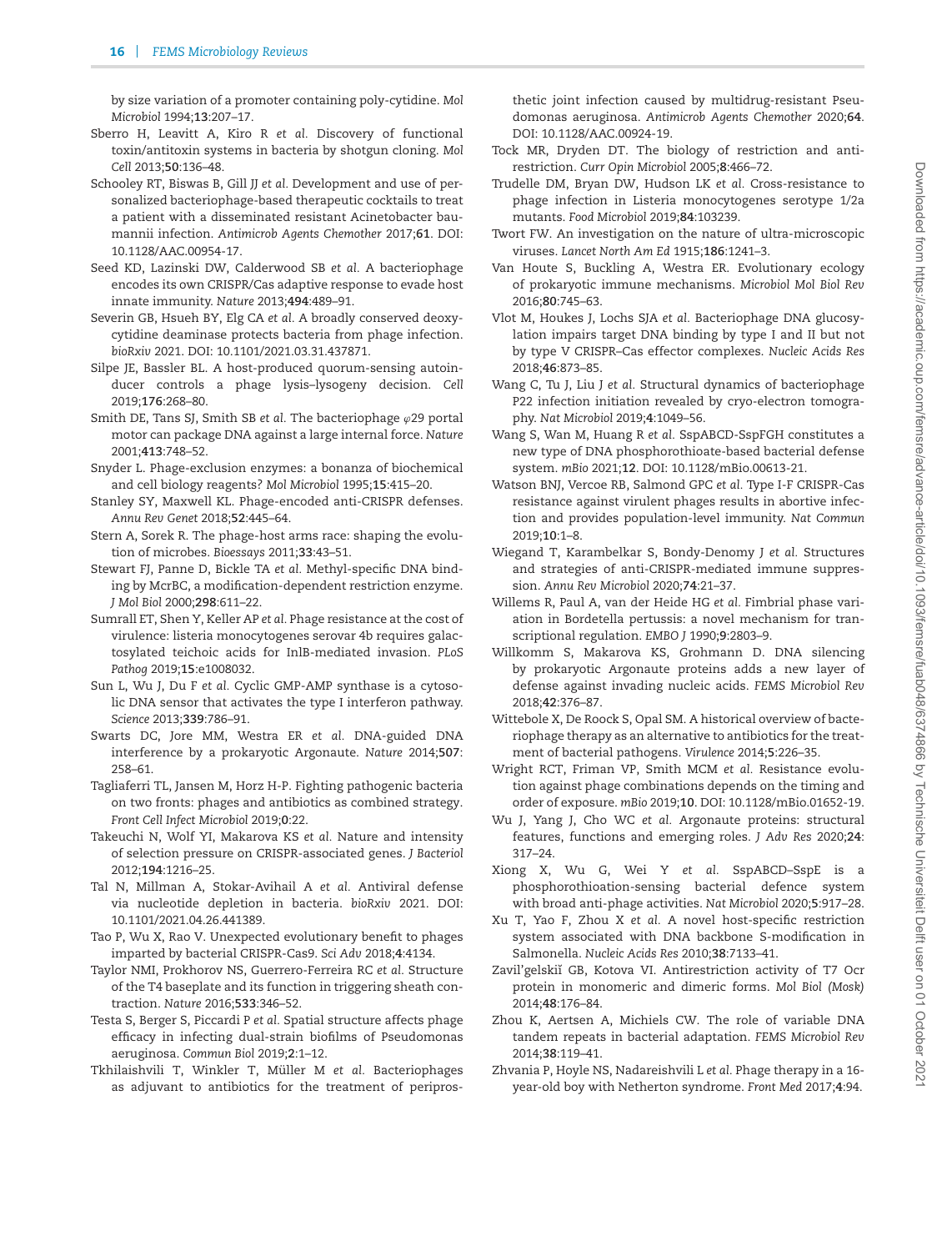by size variation of a promoter containing poly-cytidine. *Mol Microbiol* 1994;**13**:207–17.

Sberro H, Leavitt A, Kiro R *et al.* Discovery of functional toxin/antitoxin systems in bacteria by shotgun cloning. *Mol Cell* 2013;**50**:136–48.

Schooley RT, Biswas B, Gill JJ *et al.* Development and use of personalized bacteriophage-based therapeutic cocktails to treat a patient with a disseminated resistant Acinetobacter baumannii infection. *Antimicrob Agents Chemother* 2017;**61**. DOI: 10.1128/AAC.00954-17.

Seed KD, Lazinski DW, Calderwood SB *et al.* A bacteriophage encodes its own CRISPR/Cas adaptive response to evade host innate immunity. *Nature* 2013;**494**:489–91.

Severin GB, Hsueh BY, Elg CA *et al.* A broadly conserved deoxycytidine deaminase protects bacteria from phage infection. *bioRxiv* 2021. DOI: 10.1101/2021.03.31.437871.

Silpe JE, Bassler BL. A host-produced quorum-sensing autoinducer controls a phage lysis–lysogeny decision. *Cell* 2019;**176**:268–80.

Smith DE, Tans SJ, Smith SB *et al.* The bacteriophage φ29 portal motor can package DNA against a large internal force. *Nature* 2001;**413**:748–52.

Snyder L. Phage-exclusion enzymes: a bonanza of biochemical and cell biology reagents? *Mol Microbiol* 1995;**15**:415–20.

Stanley SY, Maxwell KL. Phage-encoded anti-CRISPR defenses. *Annu Rev Genet* 2018;**52**:445–64.

Stern A, Sorek R. The phage-host arms race: shaping the evolution of microbes. *Bioessays* 2011;**33**:43–51.

Stewart FJ, Panne D, Bickle TA *et al.* Methyl-specific DNA binding by McrBC, a modification-dependent restriction enzyme. *J Mol Biol* 2000;**298**:611–22.

Sumrall ET, Shen Y, Keller AP *et al.* Phage resistance at the cost of virulence: listeria monocytogenes serovar 4b requires galactosylated teichoic acids for InlB-mediated invasion. *PLoS Pathog* 2019;**15**:e1008032.

Sun L, Wu J, Du F *et al.* Cyclic GMP-AMP synthase is a cytosolic DNA sensor that activates the type I interferon pathway. *Science* 2013;**339**:786–91.

Swarts DC, Jore MM, Westra ER *et al.* DNA-guided DNA interference by a prokaryotic Argonaute. *Nature* 2014;**507**: 258–61.

Tagliaferri TL, Jansen M, Horz H-P. Fighting pathogenic bacteria on two fronts: phages and antibiotics as combined strategy. *Front Cell Infect Microbiol* 2019;**0**:22.

Takeuchi N, Wolf YI, Makarova KS *et al.* Nature and intensity of selection pressure on CRISPR-associated genes. *J Bacteriol* 2012;**194**:1216–25.

Tal N, Millman A, Stokar-Avihail A *et al.* Antiviral defense via nucleotide depletion in bacteria. *bioRxiv* 2021. DOI: 10.1101/2021.04.26.441389.

Tao P, Wu X, Rao V. Unexpected evolutionary benefit to phages imparted by bacterial CRISPR-Cas9. *Sci Adv* 2018;**4**:4134.

Taylor NMI, Prokhorov NS, Guerrero-Ferreira RC *et al.* Structure of the T4 baseplate and its function in triggering sheath contraction. *Nature* 2016;**533**:346–52.

Testa S, Berger S, Piccardi P *et al.* Spatial structure affects phage efficacy in infecting dual-strain biofilms of Pseudomonas aeruginosa. *Commun Biol* 2019;**2**:1–12.

Tkhilaishvili T, Winkler T, Müller M *et al.* Bacteriophages as adjuvant to antibiotics for the treatment of periprosthetic joint infection caused by multidrug-resistant Pseudomonas aeruginosa. *Antimicrob Agents Chemother* 2020;**64**. DOI: 10.1128/AAC.00924-19.

Tock MR, Dryden DT. The biology of restriction and anti-restriction. *Curr Opin Microbiol* 2005;**8**:466–72.

Trudelle DM, Bryan DW, Hudson LK *et al.* Cross-resistance to phage infection in Listeria monocytogenes serotype 1/2a mutants. *Food Microbiol* 2019;**84**:103239.

Twort FW. An investigation on the nature of ultra-microscopic viruses. *Lancet North Am Ed* 1915;**186**:1241–3.

Van Houte S, Buckling A, Westra ER. Evolutionary ecology of prokaryotic immune mechanisms. *Microbiol Mol Biol Rev* 2016;**80**:745–63.

Vlot M, Houkes J, Lochs SJA *et al.* Bacteriophage DNA glucosylation impairs target DNA binding by type I and II but not by type V CRISPR–Cas effector complexes. *Nucleic Acids Res* 2018;**46**:873–85.

Wang C, Tu J, Liu J *et al.* Structural dynamics of bacteriophage P22 infection initiation revealed by cryo-electron tomography. *Nat Microbiol* 2019;**4**:1049–56.

Wang S, Wan M, Huang R *et al.* SspABCD-SspFGH constitutes a new type of DNA phosphorothioate-based bacterial defense system. *mBio* 2021;**12**. DOI: 10.1128/mBio.00613-21.

Watson BNJ, Vercoe RB, Salmond GPC *et al.* Type I-F CRISPR-Cas resistance against virulent phages results in abortive infection and provides population-level immunity. *Nat Commun* 2019;**10**:1–8.

Wiegand T, Karambelkar S, Bondy-Denomy J *et al.* Structures and strategies of anti-CRISPR-mediated immune suppression. *Annu Rev Microbiol* 2020;**74**:21–37.

Willems R, Paul A, van der Heide HG *et al.* Fimbrial phase variation in Bordetella pertussis: a novel mechanism for transcriptional regulation. *EMBO J* 1990;**9**:2803–9.

Willkomm S, Makarova KS, Grohmann D. DNA silencing by prokaryotic Argonaute proteins adds a new layer of defense against invading nucleic acids. *FEMS Microbiol Rev* 2018;**42**:376–87.

Wittebole X, De Roock S, Opal SM. A historical overview of bacteriophage therapy as an alternative to antibiotics for the treatment of bacterial pathogens. *Virulence* 2014;**5**:226–35.

Wright RCT, Friman VP, Smith MCM *et al.* Resistance evolution against phage combinations depends on the timing and order of exposure. *mBio* 2019;**10**. DOI: 10.1128/mBio.01652-19.

Wu J, Yang J, Cho WC *et al.* Argonaute proteins: structural features, functions and emerging roles. *J Adv Res* 2020;**24**: 317–24.

Xiong X, Wu G, Wei Y *et al.* SspABCD–SspE is a phosphorothioation-sensing bacterial defence system with broad anti-phage activities. *Nat Microbiol* 2020;**5**:917–28.

Xu T, Yao F, Zhou X *et al.* A novel host-specific restriction system associated with DNA backbone S-modification in Salmonella. *Nucleic Acids Res* 2010;**38**:7133–41.

Zavil'gelskiĭ GB, Kotova VI. Antirestriction activity of T7 Ocr protein in monomeric and dimeric forms. *Mol Biol (Mosk)* 2014;**48**:176–84.

Zhou K, Aertsen A, Michiels CW. The role of variable DNA tandem repeats in bacterial adaptation. *FEMS Microbiol Rev* 2014;**38**:119–41.

Zhvania P, Hoyle NS, Nadareishvili L *et al.* Phage therapy in a 16-year-old boy with Netherton syndrome. *Front Med* 2017;**4**:94.